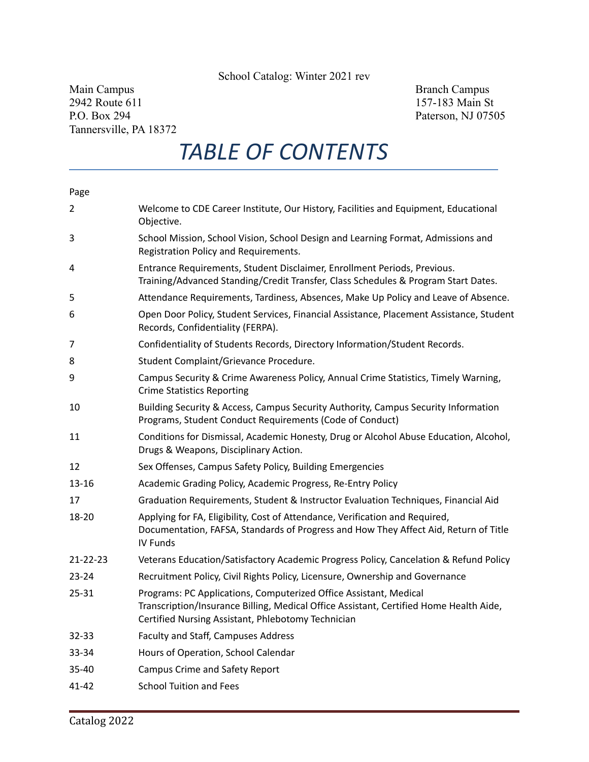School Catalog: Winter 2021 rev

Main Campus
2942 Route 611
P.O. Box 294
Tannersville, PA 18372

Branch Campus
157-183 Main St
Paterson, NJ 07505

# *TABLE OF CONTENTS*

| Page | |
|---|---|
| 2 | Welcome to CDE Career Institute, Our History, Facilities and Equipment, Educational Objective. |
| 3 | School Mission, School Vision, School Design and Learning Format, Admissions and Registration Policy and Requirements. |
| 4 | Entrance Requirements, Student Disclaimer, Enrollment Periods, Previous. Training/Advanced Standing/Credit Transfer, Class Schedules & Program Start Dates. |
| 5 | Attendance Requirements, Tardiness, Absences, Make Up Policy and Leave of Absence. |
| 6 | Open Door Policy, Student Services, Financial Assistance, Placement Assistance, Student Records, Confidentiality (FERPA). |
| 7 | Confidentiality of Students Records, Directory Information/Student Records. |
| 8 | Student Complaint/Grievance Procedure. |
| 9 | Campus Security & Crime Awareness Policy, Annual Crime Statistics, Timely Warning, Crime Statistics Reporting |
| 10 | Building Security & Access, Campus Security Authority, Campus Security Information Programs, Student Conduct Requirements (Code of Conduct) |
| 11 | Conditions for Dismissal, Academic Honesty, Drug or Alcohol Abuse Education, Alcohol, Drugs & Weapons, Disciplinary Action. |
| 12 | Sex Offenses, Campus Safety Policy, Building Emergencies |
| 13-16 | Academic Grading Policy, Academic Progress, Re-Entry Policy |
| 17 | Graduation Requirements, Student & Instructor Evaluation Techniques, Financial Aid |
| 18-20 | Applying for FA, Eligibility, Cost of Attendance, Verification and Required, Documentation, FAFSA, Standards of Progress and How They Affect Aid, Return of Title IV Funds |
| 21-22-23 | Veterans Education/Satisfactory Academic Progress Policy, Cancelation & Refund Policy |
| 23-24 | Recruitment Policy, Civil Rights Policy, Licensure, Ownership and Governance |
| 25-31 | Programs: PC Applications, Computerized Office Assistant, Medical Transcription/Insurance Billing, Medical Office Assistant, Certified Home Health Aide, Certified Nursing Assistant, Phlebotomy Technician |
| 32-33 | Faculty and Staff, Campuses Address |
| 33-34 | Hours of Operation, School Calendar |
| 35-40 | Campus Crime and Safety Report |
| 41-42 | School Tuition and Fees |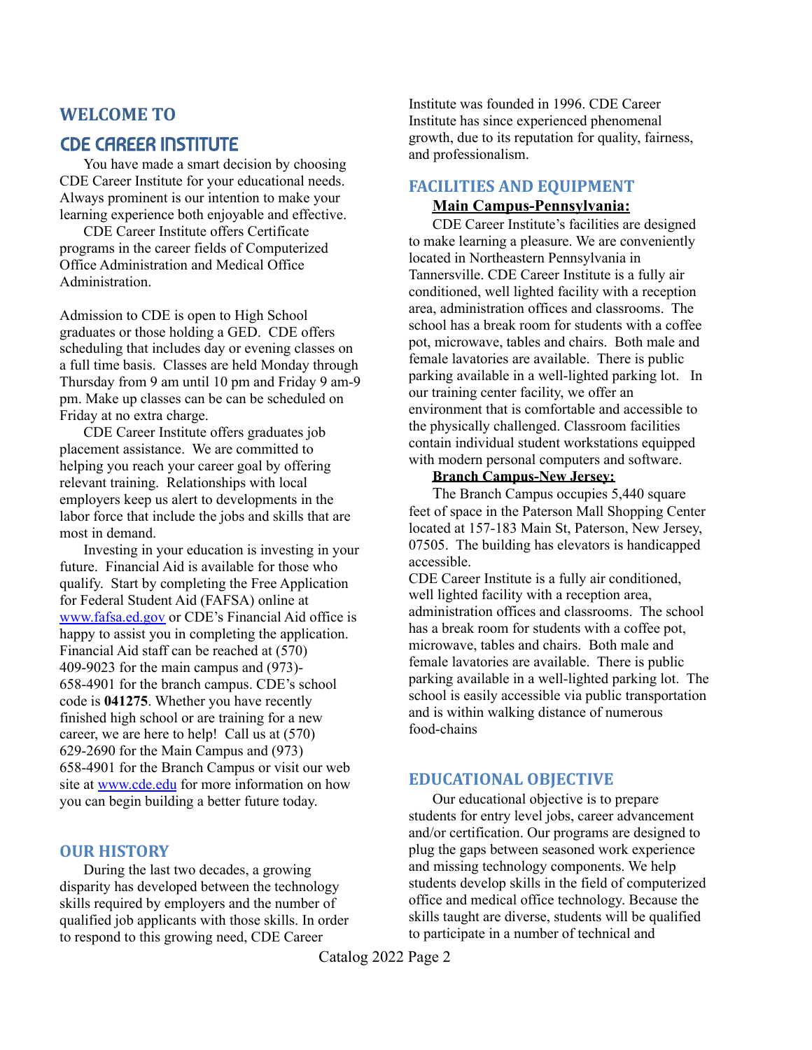## WELCOME TO

# CDE CAREER INSTITUTE

You have made a smart decision by choosing CDE Career Institute for your educational needs. Always prominent is our intention to make your learning experience both enjoyable and effective.

CDE Career Institute offers Certificate programs in the career fields of Computerized Office Administration and Medical Office Administration.

Admission to CDE is open to High School graduates or those holding a GED. CDE offers scheduling that includes day or evening classes on a full time basis. Classes are held Monday through Thursday from 9 am until 10 pm and Friday 9 am-9 pm. Make up classes can be can be scheduled on Friday at no extra charge.

CDE Career Institute offers graduates job placement assistance. We are committed to helping you reach your career goal by offering relevant training. Relationships with local employers keep us alert to developments in the labor force that include the jobs and skills that are most in demand.

Investing in your education is investing in your future. Financial Aid is available for those who qualify. Start by completing the Free Application for Federal Student Aid (FAFSA) online at [www.fafsa.ed.gov](http://www.fafsa.ed.gov) or CDE's Financial Aid office is happy to assist you in completing the application. Financial Aid staff can be reached at (570) 409-9023 for the main campus and (973)-658-4901 for the branch campus. CDE's school code is **041275**. Whether you have recently finished high school or are training for a new career, we are here to help! Call us at (570) 629-2690 for the Main Campus and (973) 658-4901 for the Branch Campus or visit our web site at [www.cde.edu](http://www.cde.edu) for more information on how you can begin building a better future today.

## OUR HISTORY

During the last two decades, a growing disparity has developed between the technology skills required by employers and the number of qualified job applicants with those skills. In order to respond to this growing need, CDE Career Institute was founded in 1996. CDE Career Institute has since experienced phenomenal growth, due to its reputation for quality, fairness, and professionalism.

## FACILITIES AND EQUIPMENT

### Main Campus-Pennsylvania:

CDE Career Institute's facilities are designed to make learning a pleasure. We are conveniently located in Northeastern Pennsylvania in Tannersville. CDE Career Institute is a fully air conditioned, well lighted facility with a reception area, administration offices and classrooms. The school has a break room for students with a coffee pot, microwave, tables and chairs. Both male and female lavatories are available. There is public parking available in a well-lighted parking lot. In our training center facility, we offer an environment that is comfortable and accessible to the physically challenged. Classroom facilities contain individual student workstations equipped with modern personal computers and software.

### Branch Campus-New Jersey:

The Branch Campus occupies 5,440 square feet of space in the Paterson Mall Shopping Center located at 157-183 Main St, Paterson, New Jersey, 07505. The building has elevators is handicapped accessible.

CDE Career Institute is a fully air conditioned, well lighted facility with a reception area, administration offices and classrooms. The school has a break room for students with a coffee pot, microwave, tables and chairs. Both male and female lavatories are available. There is public parking available in a well-lighted parking lot. The school is easily accessible via public transportation and is within walking distance of numerous food-chains

## EDUCATIONAL OBJECTIVE

Our educational objective is to prepare students for entry level jobs, career advancement and/or certification. Our programs are designed to plug the gaps between seasoned work experience and missing technology components. We help students develop skills in the field of computerized office and medical office technology. Because the skills taught are diverse, students will be qualified to participate in a number of technical and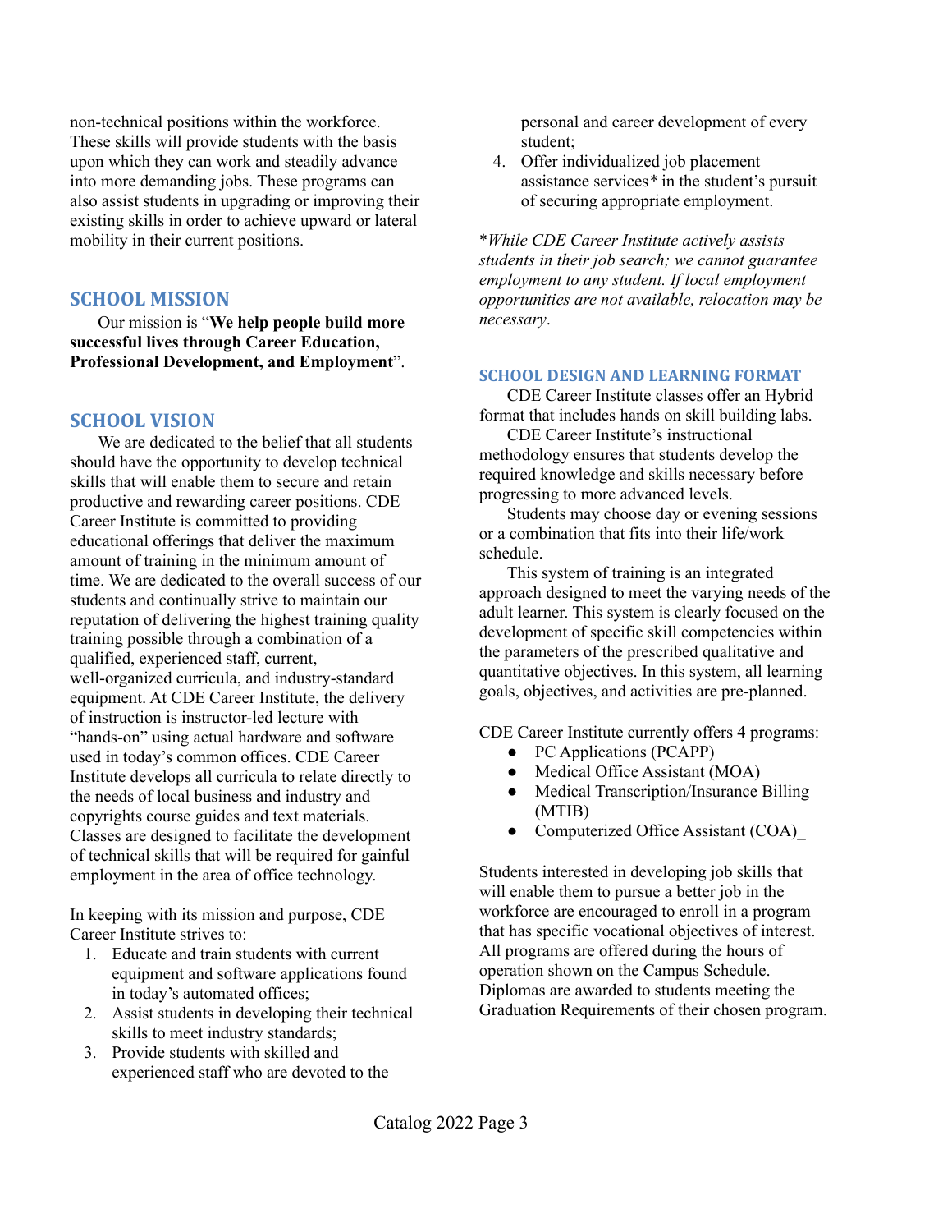non-technical positions within the workforce. These skills will provide students with the basis upon which they can work and steadily advance into more demanding jobs. These programs can also assist students in upgrading or improving their existing skills in order to achieve upward or lateral mobility in their current positions.

## SCHOOL MISSION

Our mission is "**We help people build more successful lives through Career Education, Professional Development, and Employment**".

## SCHOOL VISION

We are dedicated to the belief that all students should have the opportunity to develop technical skills that will enable them to secure and retain productive and rewarding career positions. CDE Career Institute is committed to providing educational offerings that deliver the maximum amount of training in the minimum amount of time. We are dedicated to the overall success of our students and continually strive to maintain our reputation of delivering the highest training quality training possible through a combination of a qualified, experienced staff, current, well-organized curricula, and industry-standard equipment. At CDE Career Institute, the delivery of instruction is instructor-led lecture with "hands-on" using actual hardware and software used in today's common offices. CDE Career Institute develops all curricula to relate directly to the needs of local business and industry and copyrights course guides and text materials. Classes are designed to facilitate the development of technical skills that will be required for gainful employment in the area of office technology.

In keeping with its mission and purpose, CDE Career Institute strives to:

1. Educate and train students with current equipment and software applications found in today's automated offices;
2. Assist students in developing their technical skills to meet industry standards;
3. Provide students with skilled and experienced staff who are devoted to the personal and career development of every student;
4. Offer individualized job placement assistance services* in the student's pursuit of securing appropriate employment.

**While CDE Career Institute actively assists students in their job search; we cannot guarantee employment to any student. If local employment opportunities are not available, relocation may be necessary*.

### SCHOOL DESIGN AND LEARNING FORMAT

CDE Career Institute classes offer an Hybrid format that includes hands on skill building labs.

CDE Career Institute's instructional methodology ensures that students develop the required knowledge and skills necessary before progressing to more advanced levels.

Students may choose day or evening sessions or a combination that fits into their life/work schedule.

This system of training is an integrated approach designed to meet the varying needs of the adult learner. This system is clearly focused on the development of specific skill competencies within the parameters of the prescribed qualitative and quantitative objectives. In this system, all learning goals, objectives, and activities are pre-planned.

CDE Career Institute currently offers 4 programs:

- PC Applications (PCAPP)
- Medical Office Assistant (MOA)
- Medical Transcription/Insurance Billing (MTIB)
- Computerized Office Assistant (COA)_

Students interested in developing job skills that will enable them to pursue a better job in the workforce are encouraged to enroll in a program that has specific vocational objectives of interest. All programs are offered during the hours of operation shown on the Campus Schedule. Diplomas are awarded to students meeting the Graduation Requirements of their chosen program.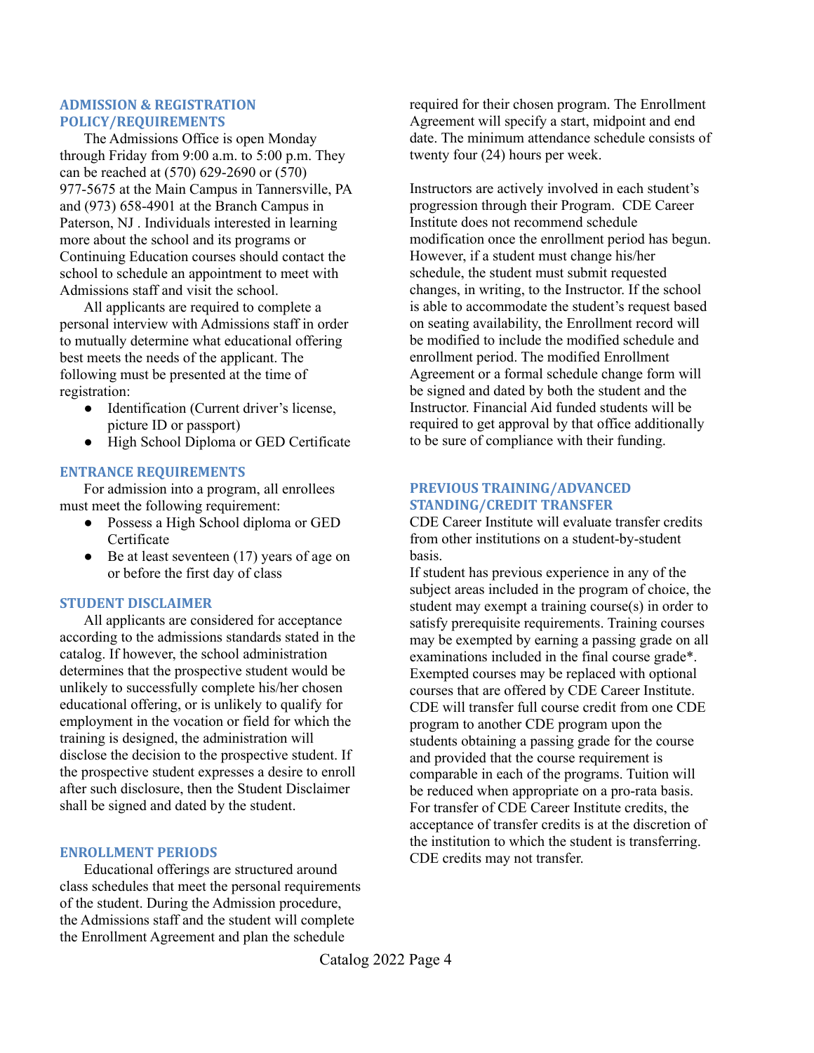## ADMISSION & REGISTRATION POLICY/REQUIREMENTS

The Admissions Office is open Monday through Friday from 9:00 a.m. to 5:00 p.m. They can be reached at (570) 629-2690 or (570) 977-5675 at the Main Campus in Tannersville, PA and (973) 658-4901 at the Branch Campus in Paterson, NJ . Individuals interested in learning more about the school and its programs or Continuing Education courses should contact the school to schedule an appointment to meet with Admissions staff and visit the school.

All applicants are required to complete a personal interview with Admissions staff in order to mutually determine what educational offering best meets the needs of the applicant. The following must be presented at the time of registration:

- Identification (Current driver's license, picture ID or passport)
- High School Diploma or GED Certificate

## ENTRANCE REQUIREMENTS

For admission into a program, all enrollees must meet the following requirement:

- Possess a High School diploma or GED Certificate
- Be at least seventeen (17) years of age on or before the first day of class

## STUDENT DISCLAIMER

All applicants are considered for acceptance according to the admissions standards stated in the catalog. If however, the school administration determines that the prospective student would be unlikely to successfully complete his/her chosen educational offering, or is unlikely to qualify for employment in the vocation or field for which the training is designed, the administration will disclose the decision to the prospective student. If the prospective student expresses a desire to enroll after such disclosure, then the Student Disclaimer shall be signed and dated by the student.

## ENROLLMENT PERIODS

Educational offerings are structured around class schedules that meet the personal requirements of the student. During the Admission procedure, the Admissions staff and the student will complete the Enrollment Agreement and plan the schedule required for their chosen program. The Enrollment Agreement will specify a start, midpoint and end date. The minimum attendance schedule consists of twenty four (24) hours per week.

Instructors are actively involved in each student's progression through their Program. CDE Career Institute does not recommend schedule modification once the enrollment period has begun. However, if a student must change his/her schedule, the student must submit requested changes, in writing, to the Instructor. If the school is able to accommodate the student's request based on seating availability, the Enrollment record will be modified to include the modified schedule and enrollment period. The modified Enrollment Agreement or a formal schedule change form will be signed and dated by both the student and the Instructor. Financial Aid funded students will be required to get approval by that office additionally to be sure of compliance with their funding.

## PREVIOUS TRAINING/ADVANCED STANDING/CREDIT TRANSFER

CDE Career Institute will evaluate transfer credits from other institutions on a student-by-student basis.

If student has previous experience in any of the subject areas included in the program of choice, the student may exempt a training course(s) in order to satisfy prerequisite requirements. Training courses may be exempted by earning a passing grade on all examinations included in the final course grade*. Exempted courses may be replaced with optional courses that are offered by CDE Career Institute. CDE will transfer full course credit from one CDE program to another CDE program upon the students obtaining a passing grade for the course and provided that the course requirement is comparable in each of the programs. Tuition will be reduced when appropriate on a pro-rata basis. For transfer of CDE Career Institute credits, the acceptance of transfer credits is at the discretion of the institution to which the student is transferring. CDE credits may not transfer.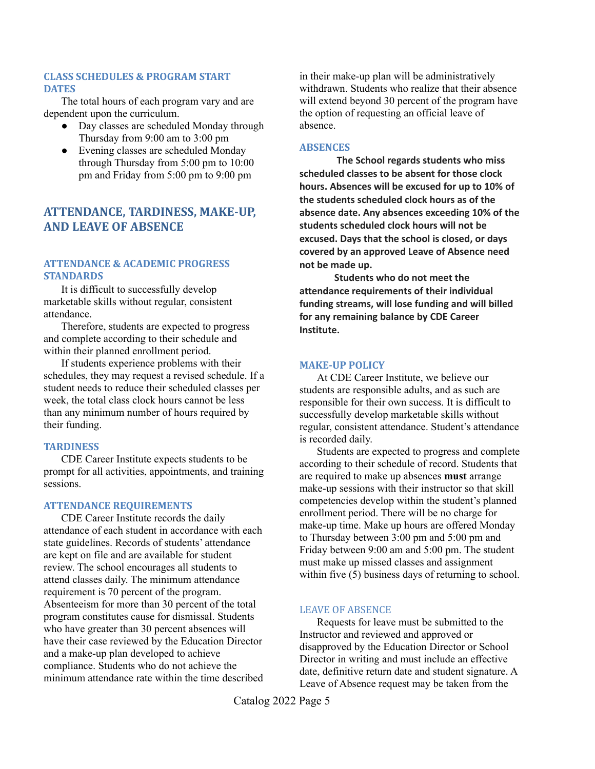### CLASS SCHEDULES & PROGRAM START DATES

The total hours of each program vary and are dependent upon the curriculum.

- Day classes are scheduled Monday through Thursday from 9:00 am to 3:00 pm
- Evening classes are scheduled Monday through Thursday from 5:00 pm to 10:00 pm and Friday from 5:00 pm to 9:00 pm

## ATTENDANCE, TARDINESS, MAKE-UP, AND LEAVE OF ABSENCE

### ATTENDANCE & ACADEMIC PROGRESS STANDARDS

It is difficult to successfully develop marketable skills without regular, consistent attendance.

Therefore, students are expected to progress and complete according to their schedule and within their planned enrollment period.

If students experience problems with their schedules, they may request a revised schedule. If a student needs to reduce their scheduled classes per week, the total class clock hours cannot be less than any minimum number of hours required by their funding.

### TARDINESS

CDE Career Institute expects students to be prompt for all activities, appointments, and training sessions.

### ATTENDANCE REQUIREMENTS

CDE Career Institute records the daily attendance of each student in accordance with each state guidelines. Records of students' attendance are kept on file and are available for student review. The school encourages all students to attend classes daily. The minimum attendance requirement is 70 percent of the program. Absenteeism for more than 30 percent of the total program constitutes cause for dismissal. Students who have greater than 30 percent absences will have their case reviewed by the Education Director and a make-up plan developed to achieve compliance. Students who do not achieve the minimum attendance rate within the time described in their make-up plan will be administratively withdrawn. Students who realize that their absence will extend beyond 30 percent of the program have the option of requesting an official leave of absence.

### ABSENCES

**The School regards students who miss scheduled classes to be absent for those clock hours. Absences will be excused for up to 10% of the students scheduled clock hours as of the absence date. Any absences exceeding 10% of the students scheduled clock hours will not be excused. Days that the school is closed, or days covered by an approved Leave of Absence need not be made up.**

**Students who do not meet the attendance requirements of their individual funding streams, will lose funding and will billed for any remaining balance by CDE Career Institute.**

### MAKE-UP POLICY

At CDE Career Institute, we believe our students are responsible adults, and as such are responsible for their own success. It is difficult to successfully develop marketable skills without regular, consistent attendance. Student's attendance is recorded daily.

Students are expected to progress and complete according to their schedule of record. Students that are required to make up absences **must** arrange make-up sessions with their instructor so that skill competencies develop within the student's planned enrollment period. There will be no charge for make-up time. Make up hours are offered Monday to Thursday between 3:00 pm and 5:00 pm and Friday between 9:00 am and 5:00 pm. The student must make up missed classes and assignment within five (5) business days of returning to school.

### LEAVE OF ABSENCE

Requests for leave must be submitted to the Instructor and reviewed and approved or disapproved by the Education Director or School Director in writing and must include an effective date, definitive return date and student signature. A Leave of Absence request may be taken from the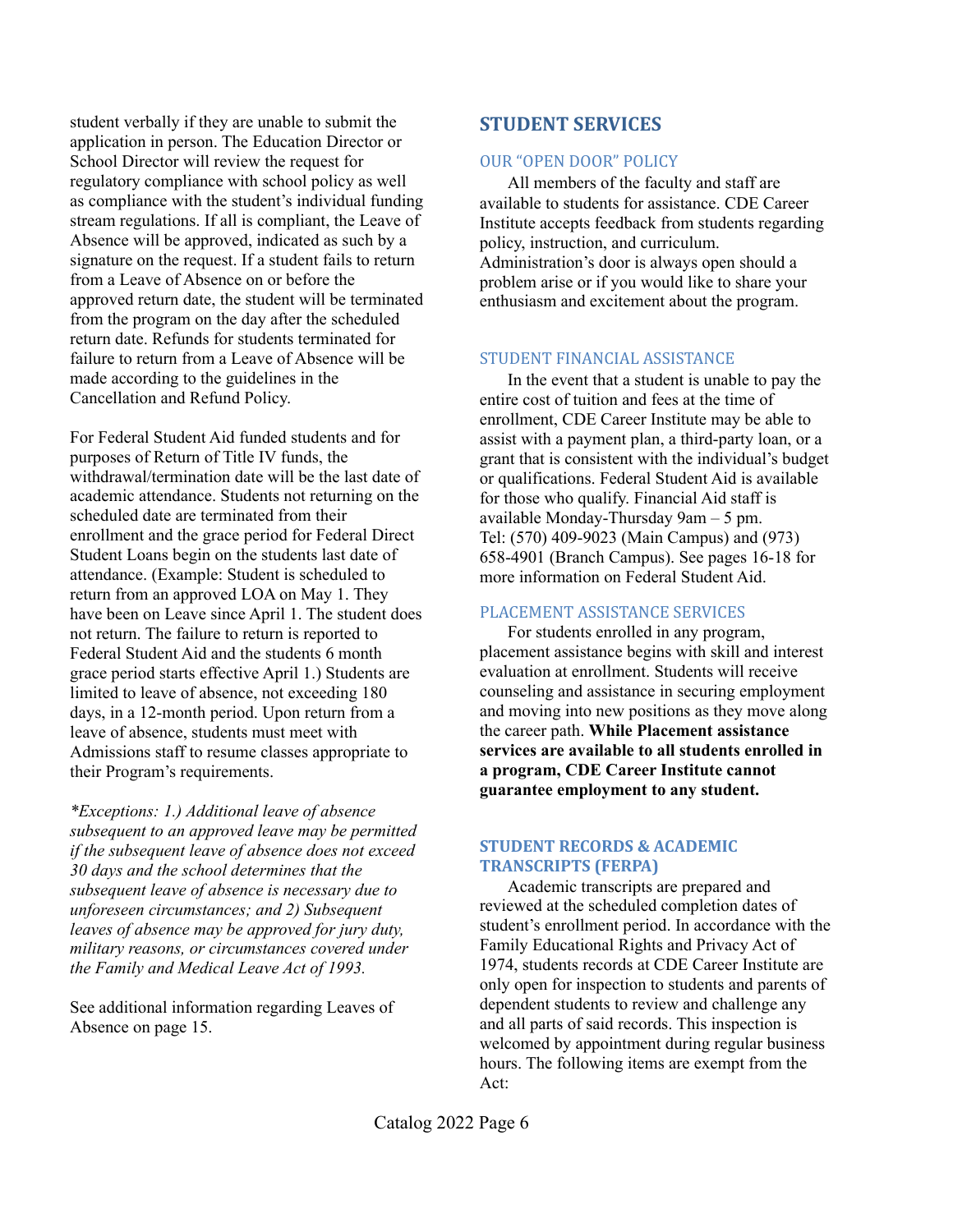student verbally if they are unable to submit the application in person. The Education Director or School Director will review the request for regulatory compliance with school policy as well as compliance with the student's individual funding stream regulations. If all is compliant, the Leave of Absence will be approved, indicated as such by a signature on the request. If a student fails to return from a Leave of Absence on or before the approved return date, the student will be terminated from the program on the day after the scheduled return date. Refunds for students terminated for failure to return from a Leave of Absence will be made according to the guidelines in the Cancellation and Refund Policy.

For Federal Student Aid funded students and for purposes of Return of Title IV funds, the withdrawal/termination date will be the last date of academic attendance. Students not returning on the scheduled date are terminated from their enrollment and the grace period for Federal Direct Student Loans begin on the students last date of attendance. (Example: Student is scheduled to return from an approved LOA on May 1. They have been on Leave since April 1. The student does not return. The failure to return is reported to Federal Student Aid and the students 6 month grace period starts effective April 1.) Students are limited to leave of absence, not exceeding 180 days, in a 12-month period. Upon return from a leave of absence, students must meet with Admissions staff to resume classes appropriate to their Program's requirements.

*\*Exceptions: 1.) Additional leave of absence subsequent to an approved leave may be permitted if the subsequent leave of absence does not exceed 30 days and the school determines that the subsequent leave of absence is necessary due to unforeseen circumstances; and 2) Subsequent leaves of absence may be approved for jury duty, military reasons, or circumstances covered under the Family and Medical Leave Act of 1993.*

See additional information regarding Leaves of Absence on page 15.

## STUDENT SERVICES

### OUR "OPEN DOOR" POLICY

All members of the faculty and staff are available to students for assistance. CDE Career Institute accepts feedback from students regarding policy, instruction, and curriculum. Administration's door is always open should a problem arise or if you would like to share your enthusiasm and excitement about the program.

### STUDENT FINANCIAL ASSISTANCE

In the event that a student is unable to pay the entire cost of tuition and fees at the time of enrollment, CDE Career Institute may be able to assist with a payment plan, a third-party loan, or a grant that is consistent with the individual's budget or qualifications. Federal Student Aid is available for those who qualify. Financial Aid staff is available Monday-Thursday 9am – 5 pm. Tel: (570) 409-9023 (Main Campus) and (973) 658-4901 (Branch Campus). See pages 16-18 for more information on Federal Student Aid.

### PLACEMENT ASSISTANCE SERVICES

For students enrolled in any program, placement assistance begins with skill and interest evaluation at enrollment. Students will receive counseling and assistance in securing employment and moving into new positions as they move along the career path. **While Placement assistance services are available to all students enrolled in a program, CDE Career Institute cannot guarantee employment to any student.**

### STUDENT RECORDS & ACADEMIC TRANSCRIPTS (FERPA)

Academic transcripts are prepared and reviewed at the scheduled completion dates of student's enrollment period. In accordance with the Family Educational Rights and Privacy Act of 1974, students records at CDE Career Institute are only open for inspection to students and parents of dependent students to review and challenge any and all parts of said records. This inspection is welcomed by appointment during regular business hours. The following items are exempt from the Act: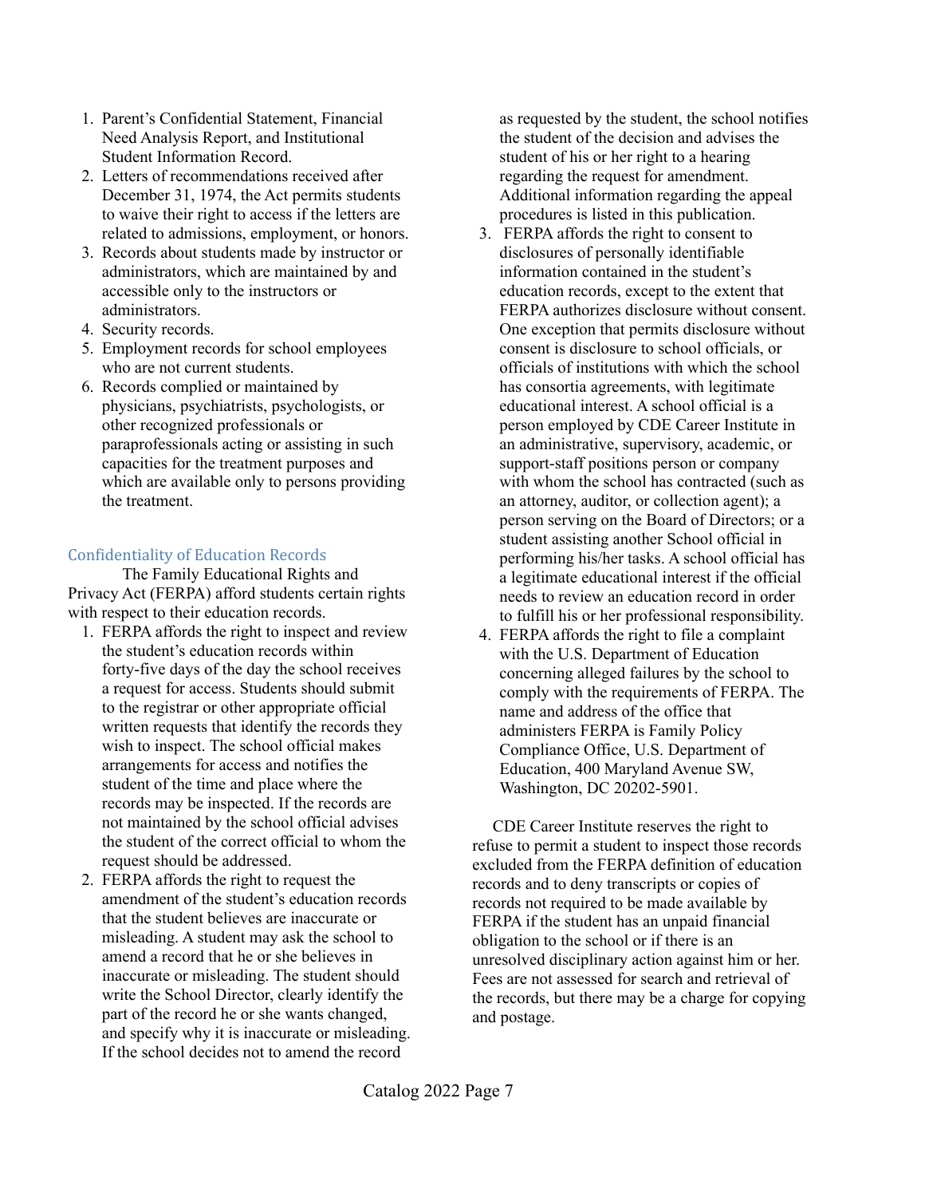1. Parent's Confidential Statement, Financial Need Analysis Report, and Institutional Student Information Record.
2. Letters of recommendations received after December 31, 1974, the Act permits students to waive their right to access if the letters are related to admissions, employment, or honors.
3. Records about students made by instructor or administrators, which are maintained by and accessible only to the instructors or administrators.
4. Security records.
5. Employment records for school employees who are not current students.
6. Records complied or maintained by physicians, psychiatrists, psychologists, or other recognized professionals or paraprofessionals acting or assisting in such capacities for the treatment purposes and which are available only to persons providing the treatment.

## Confidentiality of Education Records

The Family Educational Rights and Privacy Act (FERPA) afford students certain rights with respect to their education records.

1. FERPA affords the right to inspect and review the student's education records within forty-five days of the day the school receives a request for access. Students should submit to the registrar or other appropriate official written requests that identify the records they wish to inspect. The school official makes arrangements for access and notifies the student of the time and place where the records may be inspected. If the records are not maintained by the school official advises the student of the correct official to whom the request should be addressed.
2. FERPA affords the right to request the amendment of the student's education records that the student believes are inaccurate or misleading. A student may ask the school to amend a record that he or she believes in inaccurate or misleading. The student should write the School Director, clearly identify the part of the record he or she wants changed, and specify why it is inaccurate or misleading. If the school decides not to amend the record as requested by the student, the school notifies the student of the decision and advises the student of his or her right to a hearing regarding the request for amendment. Additional information regarding the appeal procedures is listed in this publication.
3. FERPA affords the right to consent to disclosures of personally identifiable information contained in the student's education records, except to the extent that FERPA authorizes disclosure without consent. One exception that permits disclosure without consent is disclosure to school officials, or officials of institutions with which the school has consortia agreements, with legitimate educational interest. A school official is a person employed by CDE Career Institute in an administrative, supervisory, academic, or support-staff positions person or company with whom the school has contracted (such as an attorney, auditor, or collection agent); a person serving on the Board of Directors; or a student assisting another School official in performing his/her tasks. A school official has a legitimate educational interest if the official needs to review an education record in order to fulfill his or her professional responsibility.
4. FERPA affords the right to file a complaint with the U.S. Department of Education concerning alleged failures by the school to comply with the requirements of FERPA. The name and address of the office that administers FERPA is Family Policy Compliance Office, U.S. Department of Education, 400 Maryland Avenue SW, Washington, DC 20202-5901.

CDE Career Institute reserves the right to refuse to permit a student to inspect those records excluded from the FERPA definition of education records and to deny transcripts or copies of records not required to be made available by FERPA if the student has an unpaid financial obligation to the school or if there is an unresolved disciplinary action against him or her. Fees are not assessed for search and retrieval of the records, but there may be a charge for copying and postage.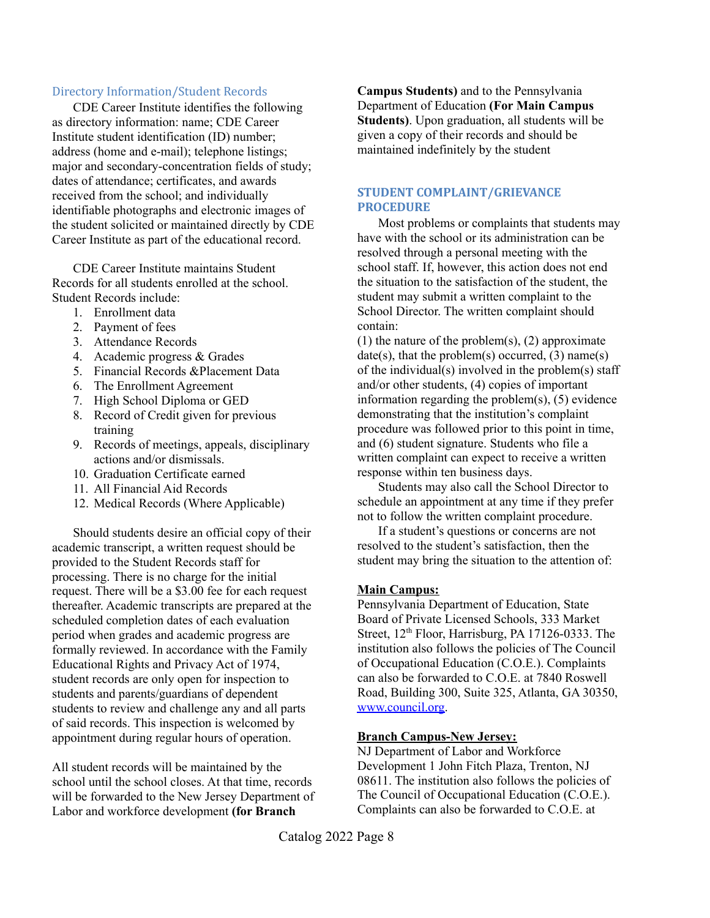## Directory Information/Student Records

CDE Career Institute identifies the following as directory information: name; CDE Career Institute student identification (ID) number; address (home and e-mail); telephone listings; major and secondary-concentration fields of study; dates of attendance; certificates, and awards received from the school; and individually identifiable photographs and electronic images of the student solicited or maintained directly by CDE Career Institute as part of the educational record.

CDE Career Institute maintains Student Records for all students enrolled at the school. Student Records include:

1. Enrollment data
2. Payment of fees
3. Attendance Records
4. Academic progress & Grades
5. Financial Records &Placement Data
6. The Enrollment Agreement
7. High School Diploma or GED
8. Record of Credit given for previous training
9. Records of meetings, appeals, disciplinary actions and/or dismissals.
10. Graduation Certificate earned
11. All Financial Aid Records
12. Medical Records (Where Applicable)

Should students desire an official copy of their academic transcript, a written request should be provided to the Student Records staff for processing. There is no charge for the initial request. There will be a $3.00 fee for each request thereafter. Academic transcripts are prepared at the scheduled completion dates of each evaluation period when grades and academic progress are formally reviewed. In accordance with the Family Educational Rights and Privacy Act of 1974, student records are only open for inspection to students and parents/guardians of dependent students to review and challenge any and all parts of said records. This inspection is welcomed by appointment during regular hours of operation.

All student records will be maintained by the school until the school closes. At that time, records will be forwarded to the New Jersey Department of Labor and workforce development **(for Branch Campus Students)** and to the Pennsylvania Department of Education **(For Main Campus Students)**. Upon graduation, all students will be given a copy of their records and should be maintained indefinitely by the student

## STUDENT COMPLAINT/GRIEVANCE PROCEDURE

Most problems or complaints that students may have with the school or its administration can be resolved through a personal meeting with the school staff. If, however, this action does not end the situation to the satisfaction of the student, the student may submit a written complaint to the School Director. The written complaint should contain:

(1) the nature of the problem(s), (2) approximate date(s), that the problem(s) occurred, (3) name(s) of the individual(s) involved in the problem(s) staff and/or other students, (4) copies of important information regarding the problem(s), (5) evidence demonstrating that the institution's complaint procedure was followed prior to this point in time, and (6) student signature. Students who file a written complaint can expect to receive a written response within ten business days.

Students may also call the School Director to schedule an appointment at any time if they prefer not to follow the written complaint procedure.

If a student's questions or concerns are not resolved to the student's satisfaction, then the student may bring the situation to the attention of:

**Main Campus:**

Pennsylvania Department of Education, State Board of Private Licensed Schools, 333 Market Street, 12th Floor, Harrisburg, PA 17126-0333. The institution also follows the policies of The Council of Occupational Education (C.O.E.). Complaints can also be forwarded to C.O.E. at 7840 Roswell Road, Building 300, Suite 325, Atlanta, GA 30350, www.council.org.

**Branch Campus-New Jersey:**

NJ Department of Labor and Workforce Development 1 John Fitch Plaza, Trenton, NJ 08611. The institution also follows the policies of The Council of Occupational Education (C.O.E.). Complaints can also be forwarded to C.O.E. at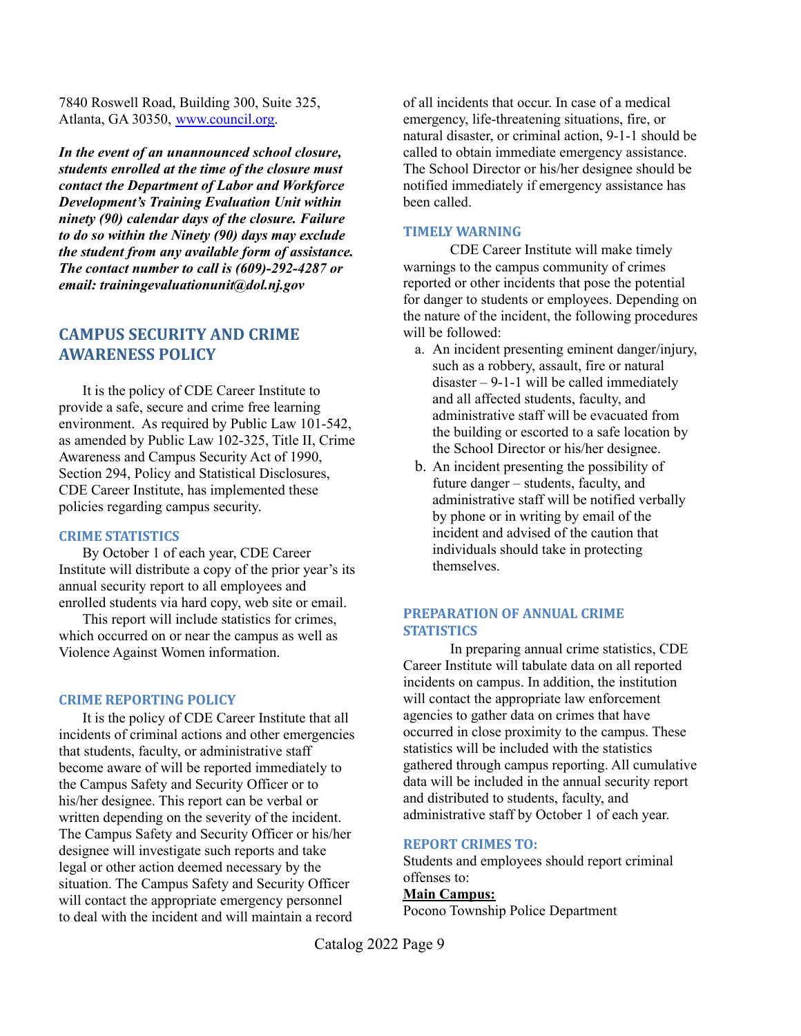7840 Roswell Road, Building 300, Suite 325, Atlanta, GA 30350, www.council.org.

***In the event of an unannounced school closure, students enrolled at the time of the closure must contact the Department of Labor and Workforce Development's Training Evaluation Unit within ninety (90) calendar days of the closure. Failure to do so within the Ninety (90) days may exclude the student from any available form of assistance. The contact number to call is (609)-292-4287 or email: trainingevaluationunit@dol.nj.gov***

## CAMPUS SECURITY AND CRIME AWARENESS POLICY

It is the policy of CDE Career Institute to provide a safe, secure and crime free learning environment. As required by Public Law 101-542, as amended by Public Law 102-325, Title II, Crime Awareness and Campus Security Act of 1990, Section 294, Policy and Statistical Disclosures, CDE Career Institute, has implemented these policies regarding campus security.

### CRIME STATISTICS

By October 1 of each year, CDE Career Institute will distribute a copy of the prior year's its annual security report to all employees and enrolled students via hard copy, web site or email.

This report will include statistics for crimes, which occurred on or near the campus as well as Violence Against Women information.

### CRIME REPORTING POLICY

It is the policy of CDE Career Institute that all incidents of criminal actions and other emergencies that students, faculty, or administrative staff become aware of will be reported immediately to the Campus Safety and Security Officer or to his/her designee. This report can be verbal or written depending on the severity of the incident. The Campus Safety and Security Officer or his/her designee will investigate such reports and take legal or other action deemed necessary by the situation. The Campus Safety and Security Officer will contact the appropriate emergency personnel to deal with the incident and will maintain a record of all incidents that occur. In case of a medical emergency, life-threatening situations, fire, or natural disaster, or criminal action, 9-1-1 should be called to obtain immediate emergency assistance. The School Director or his/her designee should be notified immediately if emergency assistance has been called.

### TIMELY WARNING

CDE Career Institute will make timely warnings to the campus community of crimes reported or other incidents that pose the potential for danger to students or employees. Depending on the nature of the incident, the following procedures will be followed:

a. An incident presenting eminent danger/injury, such as a robbery, assault, fire or natural disaster – 9-1-1 will be called immediately and all affected students, faculty, and administrative staff will be evacuated from the building or escorted to a safe location by the School Director or his/her designee.
b. An incident presenting the possibility of future danger – students, faculty, and administrative staff will be notified verbally by phone or in writing by email of the incident and advised of the caution that individuals should take in protecting themselves.

### PREPARATION OF ANNUAL CRIME STATISTICS

In preparing annual crime statistics, CDE Career Institute will tabulate data on all reported incidents on campus. In addition, the institution will contact the appropriate law enforcement agencies to gather data on crimes that have occurred in close proximity to the campus. These statistics will be included with the statistics gathered through campus reporting. All cumulative data will be included in the annual security report and distributed to students, faculty, and administrative staff by October 1 of each year.

### REPORT CRIMES TO:

Students and employees should report criminal offenses to:

**Main Campus:**

Pocono Township Police Department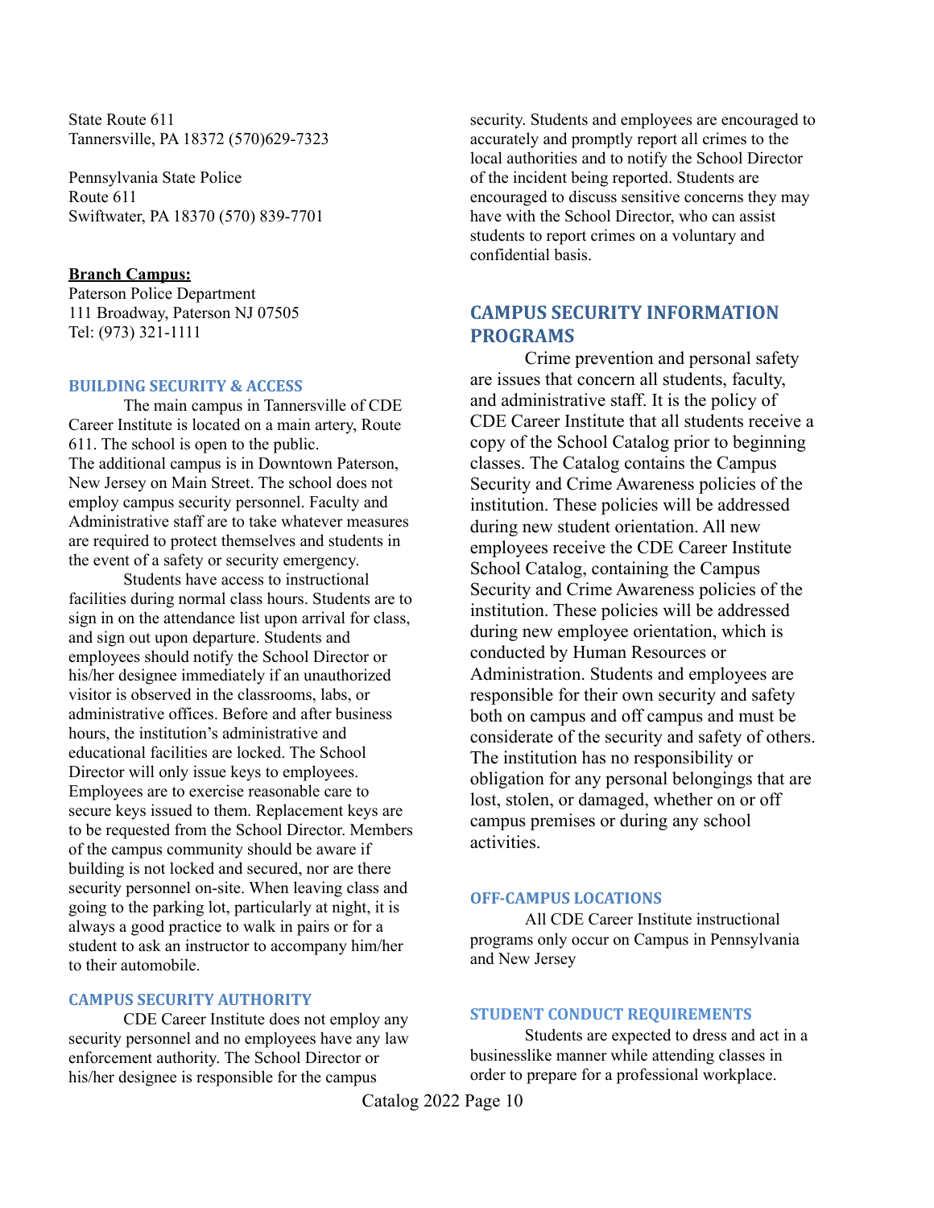State Route 611
Tannersville, PA 18372 (570)629-7323

Pennsylvania State Police
Route 611
Swiftwater, PA 18370 (570) 839-7701

**Branch Campus:**
Paterson Police Department
111 Broadway, Paterson NJ 07505
Tel: (973) 321-1111

### BUILDING SECURITY & ACCESS

The main campus in Tannersville of CDE Career Institute is located on a main artery, Route 611. The school is open to the public. The additional campus is in Downtown Paterson, New Jersey on Main Street. The school does not employ campus security personnel. Faculty and Administrative staff are to take whatever measures are required to protect themselves and students in the event of a safety or security emergency.

Students have access to instructional facilities during normal class hours. Students are to sign in on the attendance list upon arrival for class, and sign out upon departure. Students and employees should notify the School Director or his/her designee immediately if an unauthorized visitor is observed in the classrooms, labs, or administrative offices. Before and after business hours, the institution's administrative and educational facilities are locked. The School Director will only issue keys to employees. Employees are to exercise reasonable care to secure keys issued to them. Replacement keys are to be requested from the School Director. Members of the campus community should be aware if building is not locked and secured, nor are there security personnel on-site. When leaving class and going to the parking lot, particularly at night, it is always a good practice to walk in pairs or for a student to ask an instructor to accompany him/her to their automobile.

### CAMPUS SECURITY AUTHORITY

CDE Career Institute does not employ any security personnel and no employees have any law enforcement authority. The School Director or his/her designee is responsible for the campus security. Students and employees are encouraged to accurately and promptly report all crimes to the local authorities and to notify the School Director of the incident being reported. Students are encouraged to discuss sensitive concerns they may have with the School Director, who can assist students to report crimes on a voluntary and confidential basis.

## CAMPUS SECURITY INFORMATION PROGRAMS

Crime prevention and personal safety are issues that concern all students, faculty, and administrative staff. It is the policy of CDE Career Institute that all students receive a copy of the School Catalog prior to beginning classes. The Catalog contains the Campus Security and Crime Awareness policies of the institution. These policies will be addressed during new student orientation. All new employees receive the CDE Career Institute School Catalog, containing the Campus Security and Crime Awareness policies of the institution. These policies will be addressed during new employee orientation, which is conducted by Human Resources or Administration. Students and employees are responsible for their own security and safety both on campus and off campus and must be considerate of the security and safety of others. The institution has no responsibility or obligation for any personal belongings that are lost, stolen, or damaged, whether on or off campus premises or during any school activities.

### OFF-CAMPUS LOCATIONS

All CDE Career Institute instructional programs only occur on Campus in Pennsylvania and New Jersey

### STUDENT CONDUCT REQUIREMENTS

Students are expected to dress and act in a businesslike manner while attending classes in order to prepare for a professional workplace.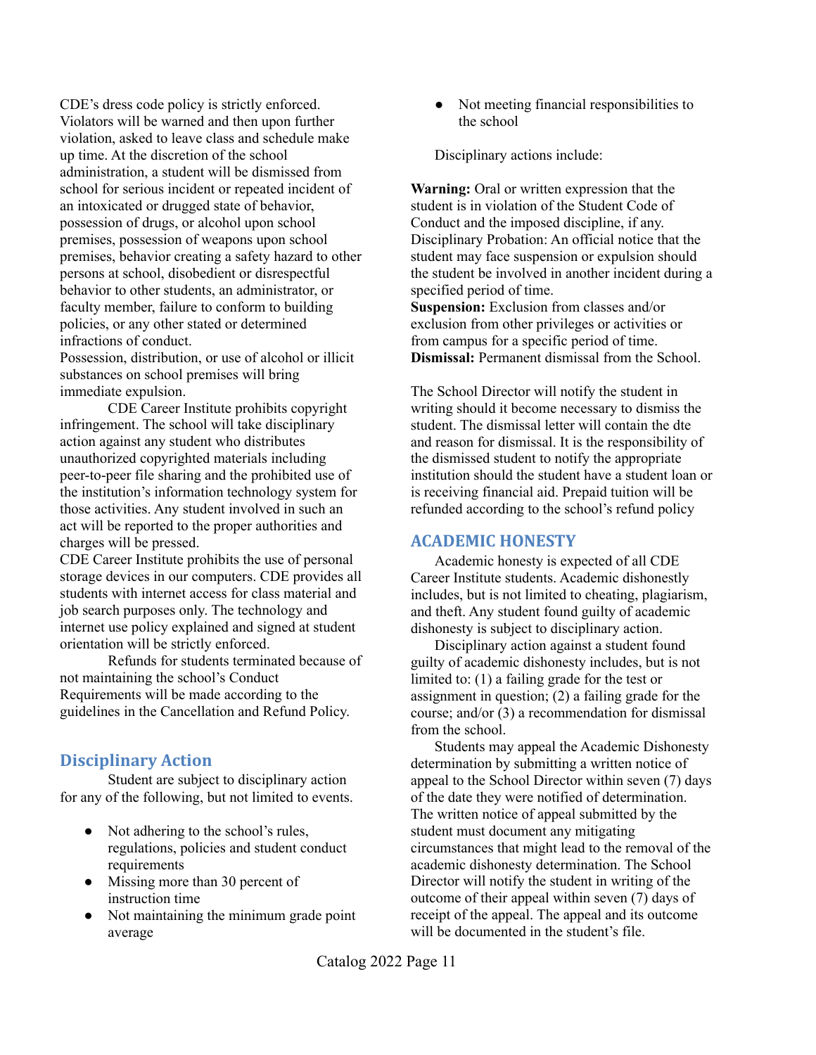CDE's dress code policy is strictly enforced. Violators will be warned and then upon further violation, asked to leave class and schedule make up time. At the discretion of the school administration, a student will be dismissed from school for serious incident or repeated incident of an intoxicated or drugged state of behavior, possession of drugs, or alcohol upon school premises, possession of weapons upon school premises, behavior creating a safety hazard to other persons at school, disobedient or disrespectful behavior to other students, an administrator, or faculty member, failure to conform to building policies, or any other stated or determined infractions of conduct.

Possession, distribution, or use of alcohol or illicit substances on school premises will bring immediate expulsion.

CDE Career Institute prohibits copyright infringement. The school will take disciplinary action against any student who distributes unauthorized copyrighted materials including peer-to-peer file sharing and the prohibited use of the institution's information technology system for those activities. Any student involved in such an act will be reported to the proper authorities and charges will be pressed.

CDE Career Institute prohibits the use of personal storage devices in our computers. CDE provides all students with internet access for class material and job search purposes only. The technology and internet use policy explained and signed at student orientation will be strictly enforced.

Refunds for students terminated because of not maintaining the school's Conduct Requirements will be made according to the guidelines in the Cancellation and Refund Policy.

## Disciplinary Action

Student are subject to disciplinary action for any of the following, but not limited to events.

- Not adhering to the school's rules, regulations, policies and student conduct requirements
- Missing more than 30 percent of instruction time
- Not maintaining the minimum grade point average
- Not meeting financial responsibilities to the school

Disciplinary actions include:

**Warning:** Oral or written expression that the student is in violation of the Student Code of Conduct and the imposed discipline, if any.
Disciplinary Probation: An official notice that the student may face suspension or expulsion should the student be involved in another incident during a specified period of time.
**Suspension:** Exclusion from classes and/or exclusion from other privileges or activities or from campus for a specific period of time.
**Dismissal:** Permanent dismissal from the School.

The School Director will notify the student in writing should it become necessary to dismiss the student. The dismissal letter will contain the dte and reason for dismissal. It is the responsibility of the dismissed student to notify the appropriate institution should the student have a student loan or is receiving financial aid. Prepaid tuition will be refunded according to the school's refund policy

## ACADEMIC HONESTY

Academic honesty is expected of all CDE Career Institute students. Academic dishonestly includes, but is not limited to cheating, plagiarism, and theft. Any student found guilty of academic dishonesty is subject to disciplinary action.

Disciplinary action against a student found guilty of academic dishonesty includes, but is not limited to: (1) a failing grade for the test or assignment in question; (2) a failing grade for the course; and/or (3) a recommendation for dismissal from the school.

Students may appeal the Academic Dishonesty determination by submitting a written notice of appeal to the School Director within seven (7) days of the date they were notified of determination. The written notice of appeal submitted by the student must document any mitigating circumstances that might lead to the removal of the academic dishonesty determination. The School Director will notify the student in writing of the outcome of their appeal within seven (7) days of receipt of the appeal. The appeal and its outcome will be documented in the student's file.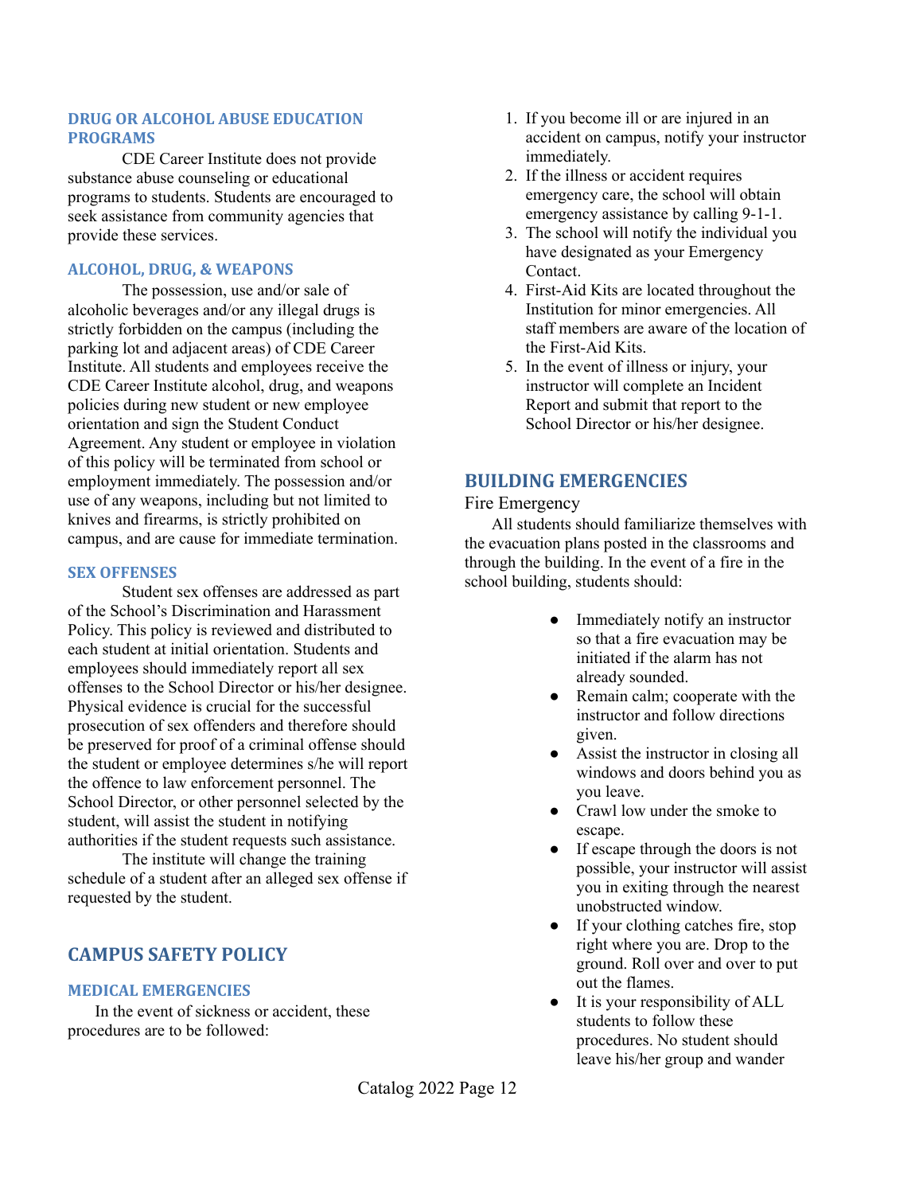### DRUG OR ALCOHOL ABUSE EDUCATION PROGRAMS

CDE Career Institute does not provide substance abuse counseling or educational programs to students. Students are encouraged to seek assistance from community agencies that provide these services.

### ALCOHOL, DRUG, & WEAPONS

The possession, use and/or sale of alcoholic beverages and/or any illegal drugs is strictly forbidden on the campus (including the parking lot and adjacent areas) of CDE Career Institute. All students and employees receive the CDE Career Institute alcohol, drug, and weapons policies during new student or new employee orientation and sign the Student Conduct Agreement. Any student or employee in violation of this policy will be terminated from school or employment immediately. The possession and/or use of any weapons, including but not limited to knives and firearms, is strictly prohibited on campus, and are cause for immediate termination.

### SEX OFFENSES

Student sex offenses are addressed as part of the School's Discrimination and Harassment Policy. This policy is reviewed and distributed to each student at initial orientation. Students and employees should immediately report all sex offenses to the School Director or his/her designee. Physical evidence is crucial for the successful prosecution of sex offenders and therefore should be preserved for proof of a criminal offense should the student or employee determines s/he will report the offence to law enforcement personnel. The School Director, or other personnel selected by the student, will assist the student in notifying authorities if the student requests such assistance.

The institute will change the training schedule of a student after an alleged sex offense if requested by the student.

## CAMPUS SAFETY POLICY

### MEDICAL EMERGENCIES

In the event of sickness or accident, these procedures are to be followed:

1. If you become ill or are injured in an accident on campus, notify your instructor immediately.
2. If the illness or accident requires emergency care, the school will obtain emergency assistance by calling 9-1-1.
3. The school will notify the individual you have designated as your Emergency Contact.
4. First-Aid Kits are located throughout the Institution for minor emergencies. All staff members are aware of the location of the First-Aid Kits.
5. In the event of illness or injury, your instructor will complete an Incident Report and submit that report to the School Director or his/her designee.

## BUILDING EMERGENCIES

Fire Emergency

All students should familiarize themselves with the evacuation plans posted in the classrooms and through the building. In the event of a fire in the school building, students should:

- Immediately notify an instructor so that a fire evacuation may be initiated if the alarm has not already sounded.
- Remain calm; cooperate with the instructor and follow directions given.
- Assist the instructor in closing all windows and doors behind you as you leave.
- Crawl low under the smoke to escape.
- If escape through the doors is not possible, your instructor will assist you in exiting through the nearest unobstructed window.
- If your clothing catches fire, stop right where you are. Drop to the ground. Roll over and over to put out the flames.
- It is your responsibility of ALL students to follow these procedures. No student should leave his/her group and wander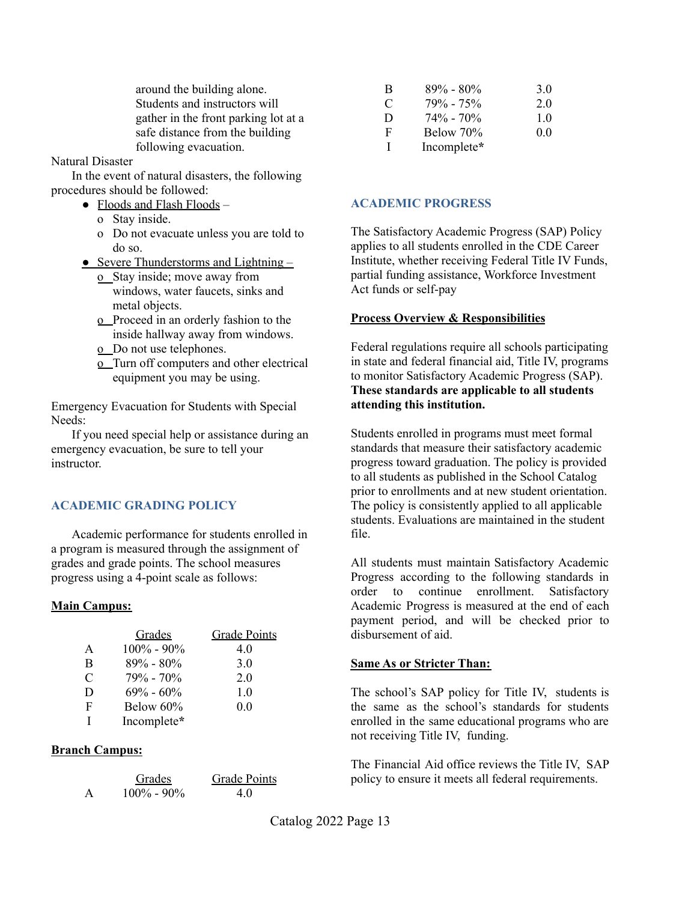around the building alone. Students and instructors will gather in the front parking lot at a safe distance from the building following evacuation.

Natural Disaster

In the event of natural disasters, the following procedures should be followed:

- Floods and Flash Floods –
  - o Stay inside.
  - o Do not evacuate unless you are told to do so.
- Severe Thunderstorms and Lightning –
  - o Stay inside; move away from windows, water faucets, sinks and metal objects.
  - o Proceed in an orderly fashion to the inside hallway away from windows.
  - o Do not use telephones.
  - o Turn off computers and other electrical equipment you may be using.

Emergency Evacuation for Students with Special Needs:

If you need special help or assistance during an emergency evacuation, be sure to tell your instructor.

## ACADEMIC GRADING POLICY

Academic performance for students enrolled in a program is measured through the assignment of grades and grade points. The school measures progress using a 4-point scale as follows:

**Main Campus:**

| | Grades | Grade Points |
|---|---|---|
| A | 100% - 90% | 4.0 |
| B | 89% - 80% | 3.0 |
| C | 79% - 70% | 2.0 |
| D | 69% - 60% | 1.0 |
| F | Below 60% | 0.0 |
| I | Incomplete* | |

**Branch Campus:**

| | Grades | Grade Points |
|---|---|---|
| A | 100% - 90% | 4.0 |
| B | 89% - 80% | 3.0 |
| C | 79% - 75% | 2.0 |
| D | 74% - 70% | 1.0 |
| F | Below 70% | 0.0 |
| I | Incomplete* | |

## ACADEMIC PROGRESS

The Satisfactory Academic Progress (SAP) Policy applies to all students enrolled in the CDE Career Institute, whether receiving Federal Title IV Funds, partial funding assistance, Workforce Investment Act funds or self-pay

**Process Overview & Responsibilities**

Federal regulations require all schools participating in state and federal financial aid, Title IV, programs to monitor Satisfactory Academic Progress (SAP). **These standards are applicable to all students attending this institution.**

Students enrolled in programs must meet formal standards that measure their satisfactory academic progress toward graduation. The policy is provided to all students as published in the School Catalog prior to enrollments and at new student orientation. The policy is consistently applied to all applicable students. Evaluations are maintained in the student file.

All students must maintain Satisfactory Academic Progress according to the following standards in order to continue enrollment. Satisfactory Academic Progress is measured at the end of each payment period, and will be checked prior to disbursement of aid.

**Same As or Stricter Than:**

The school's SAP policy for Title IV, students is the same as the school's standards for students enrolled in the same educational programs who are not receiving Title IV, funding.

The Financial Aid office reviews the Title IV, SAP policy to ensure it meets all federal requirements.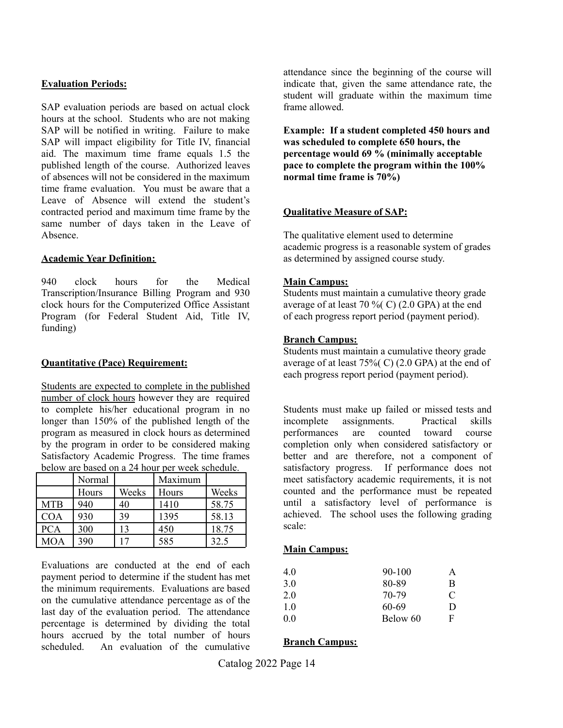**Evaluation Periods:**

SAP evaluation periods are based on actual clock hours at the school. Students who are not making SAP will be notified in writing. Failure to make SAP will impact eligibility for Title IV, financial aid. The maximum time frame equals 1.5 the published length of the course. Authorized leaves of absences will not be considered in the maximum time frame evaluation. You must be aware that a Leave of Absence will extend the student's contracted period and maximum time frame by the same number of days taken in the Leave of Absence.

**Academic Year Definition:**

940 clock hours for the Medical Transcription/Insurance Billing Program and 930 clock hours for the Computerized Office Assistant Program (for Federal Student Aid, Title IV, funding)

**Quantitative (Pace) Requirement:**

Students are expected to complete in the published number of clock hours however they are required to complete his/her educational program in no longer than 150% of the published length of the program as measured in clock hours as determined by the program in order to be considered making Satisfactory Academic Progress. The time frames below are based on a 24 hour per week schedule.

| | Normal | | Maximum | |
|---|---|---|---|---|
| | Hours | Weeks | Hours | Weeks |
| MTB | 940 | 40 | 1410 | 58.75 |
| COA | 930 | 39 | 1395 | 58.13 |
| PCA | 300 | 13 | 450 | 18.75 |
| MOA | 390 | 17 | 585 | 32.5 |

Evaluations are conducted at the end of each payment period to determine if the student has met the minimum requirements. Evaluations are based on the cumulative attendance percentage as of the last day of the evaluation period. The attendance percentage is determined by dividing the total hours accrued by the total number of hours scheduled. An evaluation of the cumulative attendance since the beginning of the course will indicate that, given the same attendance rate, the student will graduate within the maximum time frame allowed.

**Example: If a student completed 450 hours and was scheduled to complete 650 hours, the percentage would 69 % (minimally acceptable pace to complete the program within the 100% normal time frame is 70%)**

**Qualitative Measure of SAP:**

The qualitative element used to determine academic progress is a reasonable system of grades as determined by assigned course study.

**Main Campus:**
Students must maintain a cumulative theory grade average of at least 70 %( C) (2.0 GPA) at the end of each progress report period (payment period).

**Branch Campus:**
Students must maintain a cumulative theory grade average of at least 75%( C) (2.0 GPA) at the end of each progress report period (payment period).

Students must make up failed or missed tests and incomplete assignments. Practical skills performances are counted toward course completion only when considered satisfactory or better and are therefore, not a component of satisfactory progress. If performance does not meet satisfactory academic requirements, it is not counted and the performance must be repeated until a satisfactory level of performance is achieved. The school uses the following grading scale:

**Main Campus:**

| | | |
|---|---|---|
| 4.0 | 90-100 | A |
| 3.0 | 80-89 | B |
| 2.0 | 70-79 | C |
| 1.0 | 60-69 | D |
| 0.0 | Below 60 | F |

**Branch Campus:**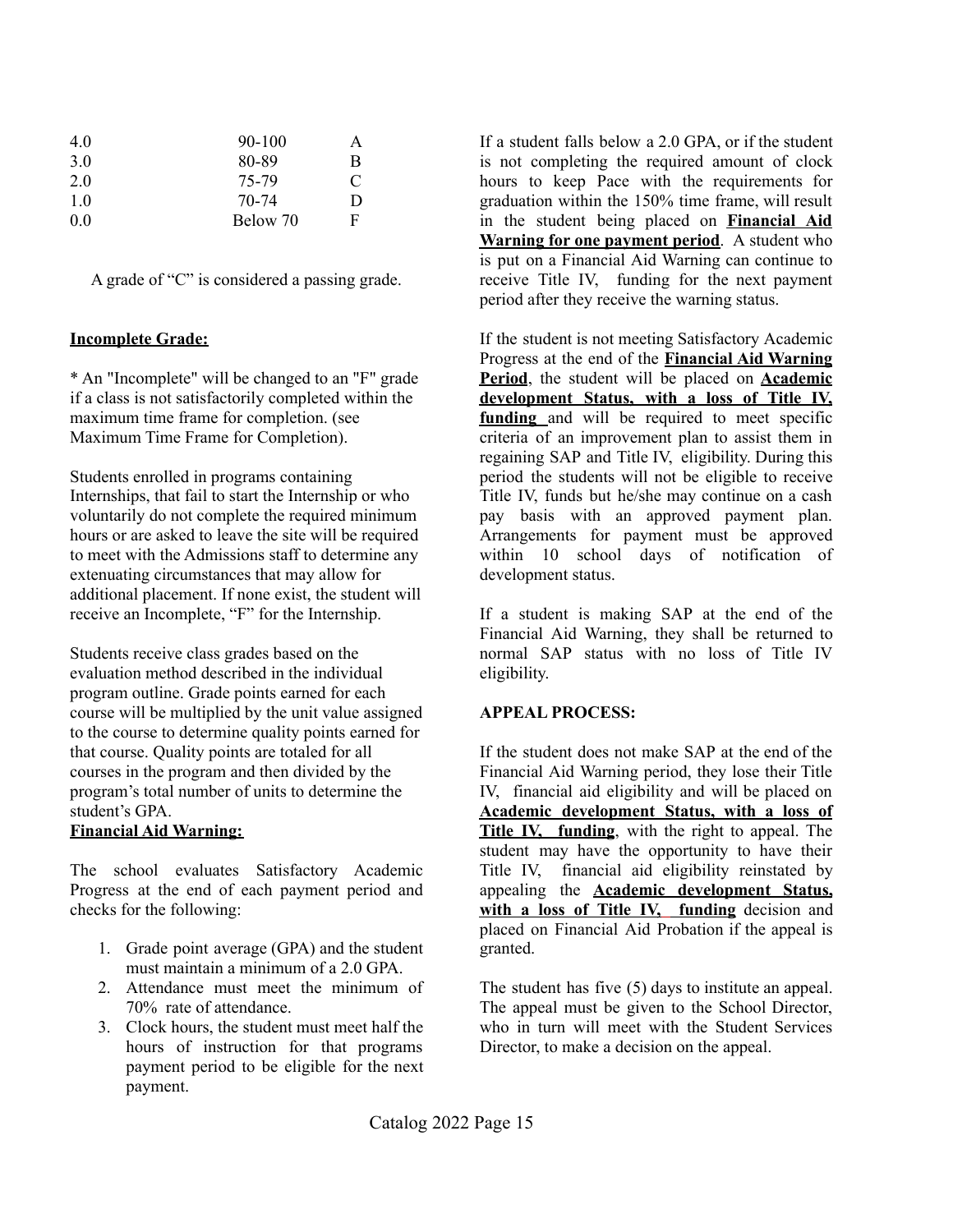| | | |
|---|---|---|
| 4.0 | 90-100 | A |
| 3.0 | 80-89 | B |
| 2.0 | 75-79 | C |
| 1.0 | 70-74 | D |
| 0.0 | Below 70 | F |

A grade of "C" is considered a passing grade.

**Incomplete Grade:**

* An "Incomplete" will be changed to an "F" grade if a class is not satisfactorily completed within the maximum time frame for completion. (see Maximum Time Frame for Completion).

Students enrolled in programs containing Internships, that fail to start the Internship or who voluntarily do not complete the required minimum hours or are asked to leave the site will be required to meet with the Admissions staff to determine any extenuating circumstances that may allow for additional placement. If none exist, the student will receive an Incomplete, "F" for the Internship.

Students receive class grades based on the evaluation method described in the individual program outline. Grade points earned for each course will be multiplied by the unit value assigned to the course to determine quality points earned for that course. Quality points are totaled for all courses in the program and then divided by the program's total number of units to determine the student's GPA.

**Financial Aid Warning:**

The school evaluates Satisfactory Academic Progress at the end of each payment period and checks for the following:

1. Grade point average (GPA) and the student must maintain a minimum of a 2.0 GPA.
2. Attendance must meet the minimum of 70% rate of attendance.
3. Clock hours, the student must meet half the hours of instruction for that programs payment period to be eligible for the next payment.

If a student falls below a 2.0 GPA, or if the student is not completing the required amount of clock hours to keep Pace with the requirements for graduation within the 150% time frame, will result in the student being placed on **Financial Aid Warning for one payment period**. A student who is put on a Financial Aid Warning can continue to receive Title IV, funding for the next payment period after they receive the warning status.

If the student is not meeting Satisfactory Academic Progress at the end of the **Financial Aid Warning Period**, the student will be placed on **Academic development Status, with a loss of Title IV, funding** and will be required to meet specific criteria of an improvement plan to assist them in regaining SAP and Title IV, eligibility. During this period the students will not be eligible to receive Title IV, funds but he/she may continue on a cash pay basis with an approved payment plan. Arrangements for payment must be approved within 10 school days of notification of development status.

If a student is making SAP at the end of the Financial Aid Warning, they shall be returned to normal SAP status with no loss of Title IV eligibility.

**APPEAL PROCESS:**

If the student does not make SAP at the end of the Financial Aid Warning period, they lose their Title IV, financial aid eligibility and will be placed on **Academic development Status, with a loss of Title IV, funding**, with the right to appeal. The student may have the opportunity to have their Title IV, financial aid eligibility reinstated by appealing the **Academic development Status, with a loss of Title IV, funding** decision and placed on Financial Aid Probation if the appeal is granted.

The student has five (5) days to institute an appeal. The appeal must be given to the School Director, who in turn will meet with the Student Services Director, to make a decision on the appeal.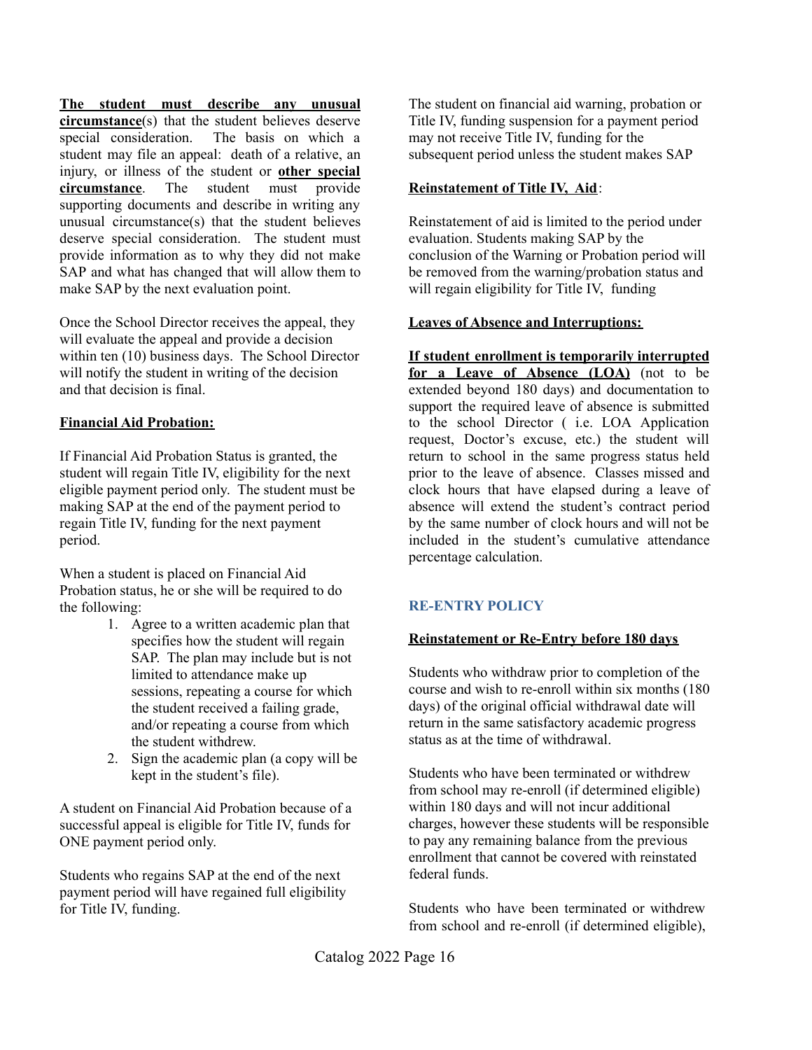**The student must describe any unusual circumstance**(s) that the student believes deserve special consideration. The basis on which a student may file an appeal: death of a relative, an injury, or illness of the student or **other special circumstance**. The student must provide supporting documents and describe in writing any unusual circumstance(s) that the student believes deserve special consideration. The student must provide information as to why they did not make SAP and what has changed that will allow them to make SAP by the next evaluation point.

Once the School Director receives the appeal, they will evaluate the appeal and provide a decision within ten (10) business days. The School Director will notify the student in writing of the decision and that decision is final.

**Financial Aid Probation:**

If Financial Aid Probation Status is granted, the student will regain Title IV, eligibility for the next eligible payment period only. The student must be making SAP at the end of the payment period to regain Title IV, funding for the next payment period.

When a student is placed on Financial Aid Probation status, he or she will be required to do the following:

1. Agree to a written academic plan that specifies how the student will regain SAP. The plan may include but is not limited to attendance make up sessions, repeating a course for which the student received a failing grade, and/or repeating a course from which the student withdrew.
2. Sign the academic plan (a copy will be kept in the student's file).

A student on Financial Aid Probation because of a successful appeal is eligible for Title IV, funds for ONE payment period only.

Students who regains SAP at the end of the next payment period will have regained full eligibility for Title IV, funding.

The student on financial aid warning, probation or Title IV, funding suspension for a payment period may not receive Title IV, funding for the subsequent period unless the student makes SAP

**Reinstatement of Title IV, Aid**:

Reinstatement of aid is limited to the period under evaluation. Students making SAP by the conclusion of the Warning or Probation period will be removed from the warning/probation status and will regain eligibility for Title IV, funding

**Leaves of Absence and Interruptions:**

**If student enrollment is temporarily interrupted for a Leave of Absence (LOA)** (not to be extended beyond 180 days) and documentation to support the required leave of absence is submitted to the school Director ( i.e. LOA Application request, Doctor's excuse, etc.) the student will return to school in the same progress status held prior to the leave of absence. Classes missed and clock hours that have elapsed during a leave of absence will extend the student's contract period by the same number of clock hours and will not be included in the student's cumulative attendance percentage calculation.

## RE-ENTRY POLICY

**Reinstatement or Re-Entry before 180 days**

Students who withdraw prior to completion of the course and wish to re-enroll within six months (180 days) of the original official withdrawal date will return in the same satisfactory academic progress status as at the time of withdrawal.

Students who have been terminated or withdrew from school may re-enroll (if determined eligible) within 180 days and will not incur additional charges, however these students will be responsible to pay any remaining balance from the previous enrollment that cannot be covered with reinstated federal funds.

Students who have been terminated or withdrew from school and re-enroll (if determined eligible),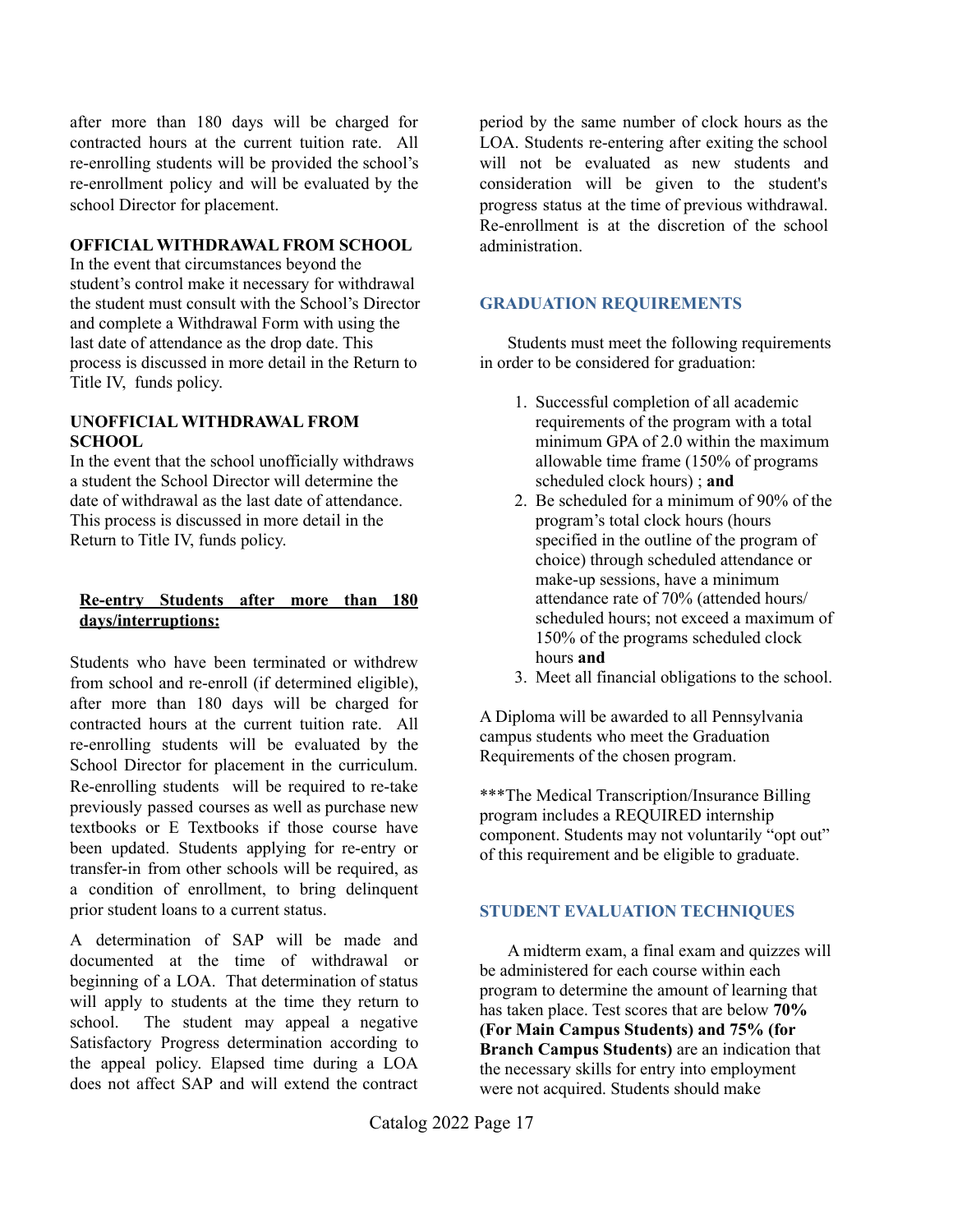after more than 180 days will be charged for contracted hours at the current tuition rate. All re-enrolling students will be provided the school's re-enrollment policy and will be evaluated by the school Director for placement.

**OFFICIAL WITHDRAWAL FROM SCHOOL**

In the event that circumstances beyond the student's control make it necessary for withdrawal the student must consult with the School's Director and complete a Withdrawal Form with using the last date of attendance as the drop date. This process is discussed in more detail in the Return to Title IV, funds policy.

**UNOFFICIAL WITHDRAWAL FROM SCHOOL**

In the event that the school unofficially withdraws a student the School Director will determine the date of withdrawal as the last date of attendance. This process is discussed in more detail in the Return to Title IV, funds policy.

**Re-entry Students after more than 180 days/interruptions:**

Students who have been terminated or withdrew from school and re-enroll (if determined eligible), after more than 180 days will be charged for contracted hours at the current tuition rate. All re-enrolling students will be evaluated by the School Director for placement in the curriculum. Re-enrolling students will be required to re-take previously passed courses as well as purchase new textbooks or E Textbooks if those course have been updated. Students applying for re-entry or transfer-in from other schools will be required, as a condition of enrollment, to bring delinquent prior student loans to a current status.

A determination of SAP will be made and documented at the time of withdrawal or beginning of a LOA. That determination of status will apply to students at the time they return to school. The student may appeal a negative Satisfactory Progress determination according to the appeal policy. Elapsed time during a LOA does not affect SAP and will extend the contract period by the same number of clock hours as the LOA. Students re-entering after exiting the school will not be evaluated as new students and consideration will be given to the student's progress status at the time of previous withdrawal. Re-enrollment is at the discretion of the school administration.

## GRADUATION REQUIREMENTS

Students must meet the following requirements in order to be considered for graduation:

1. Successful completion of all academic requirements of the program with a total minimum GPA of 2.0 within the maximum allowable time frame (150% of programs scheduled clock hours) ; **and**
2. Be scheduled for a minimum of 90% of the program's total clock hours (hours specified in the outline of the program of choice) through scheduled attendance or make-up sessions, have a minimum attendance rate of 70% (attended hours/ scheduled hours; not exceed a maximum of 150% of the programs scheduled clock hours **and**
3. Meet all financial obligations to the school.

A Diploma will be awarded to all Pennsylvania campus students who meet the Graduation Requirements of the chosen program.

***The Medical Transcription/Insurance Billing program includes a REQUIRED internship component. Students may not voluntarily "opt out" of this requirement and be eligible to graduate.

## STUDENT EVALUATION TECHNIQUES

A midterm exam, a final exam and quizzes will be administered for each course within each program to determine the amount of learning that has taken place. Test scores that are below **70% (For Main Campus Students) and 75% (for Branch Campus Students)** are an indication that the necessary skills for entry into employment were not acquired. Students should make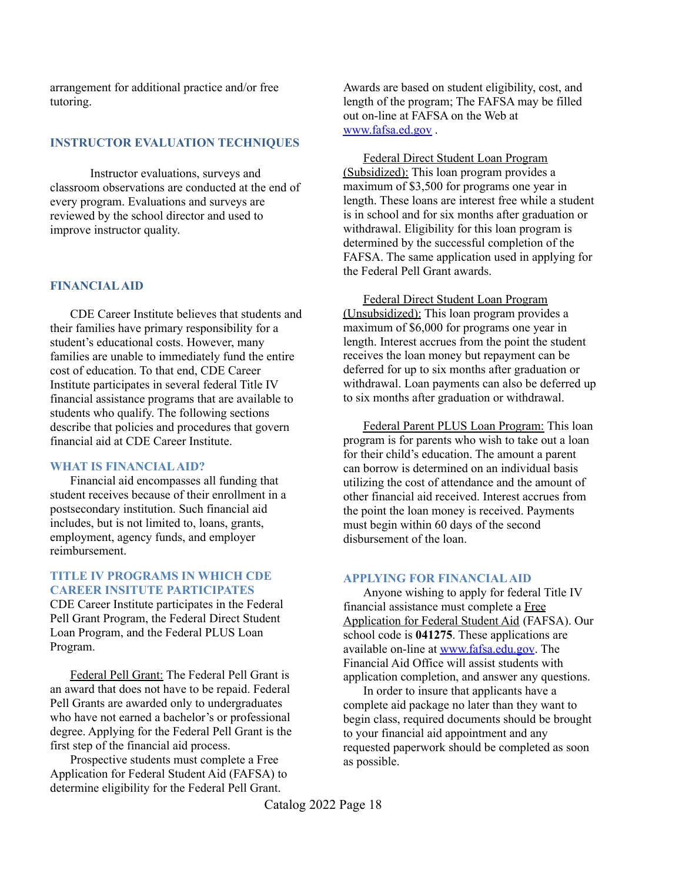arrangement for additional practice and/or free tutoring.

## INSTRUCTOR EVALUATION TECHNIQUES

Instructor evaluations, surveys and classroom observations are conducted at the end of every program. Evaluations and surveys are reviewed by the school director and used to improve instructor quality.

## FINANCIAL AID

CDE Career Institute believes that students and their families have primary responsibility for a student's educational costs. However, many families are unable to immediately fund the entire cost of education. To that end, CDE Career Institute participates in several federal Title IV financial assistance programs that are available to students who qualify. The following sections describe that policies and procedures that govern financial aid at CDE Career Institute.

### WHAT IS FINANCIAL AID?

Financial aid encompasses all funding that student receives because of their enrollment in a postsecondary institution. Such financial aid includes, but is not limited to, loans, grants, employment, agency funds, and employer reimbursement.

### TITLE IV PROGRAMS IN WHICH CDE CAREER INSITUTE PARTICIPATES

CDE Career Institute participates in the Federal Pell Grant Program, the Federal Direct Student Loan Program, and the Federal PLUS Loan Program.

Federal Pell Grant: The Federal Pell Grant is an award that does not have to be repaid. Federal Pell Grants are awarded only to undergraduates who have not earned a bachelor's or professional degree. Applying for the Federal Pell Grant is the first step of the financial aid process.

Prospective students must complete a Free Application for Federal Student Aid (FAFSA) to determine eligibility for the Federal Pell Grant. Awards are based on student eligibility, cost, and length of the program; The FAFSA may be filled out on-line at FAFSA on the Web at [www.fafsa.ed.gov](www.fafsa.ed.gov) .

Federal Direct Student Loan Program (Subsidized): This loan program provides a maximum of $3,500 for programs one year in length. These loans are interest free while a student is in school and for six months after graduation or withdrawal. Eligibility for this loan program is determined by the successful completion of the FAFSA. The same application used in applying for the Federal Pell Grant awards.

Federal Direct Student Loan Program (Unsubsidized): This loan program provides a maximum of $6,000 for programs one year in length. Interest accrues from the point the student receives the loan money but repayment can be deferred for up to six months after graduation or withdrawal. Loan payments can also be deferred up to six months after graduation or withdrawal.

Federal Parent PLUS Loan Program: This loan program is for parents who wish to take out a loan for their child's education. The amount a parent can borrow is determined on an individual basis utilizing the cost of attendance and the amount of other financial aid received. Interest accrues from the point the loan money is received. Payments must begin within 60 days of the second disbursement of the loan.

### APPLYING FOR FINANCIAL AID

Anyone wishing to apply for federal Title IV financial assistance must complete a Free Application for Federal Student Aid (FAFSA). Our school code is **041275**. These applications are available on-line at [www.fafsa.edu.gov](www.fafsa.edu.gov). The Financial Aid Office will assist students with application completion, and answer any questions.

In order to insure that applicants have a complete aid package no later than they want to begin class, required documents should be brought to your financial aid appointment and any requested paperwork should be completed as soon as possible.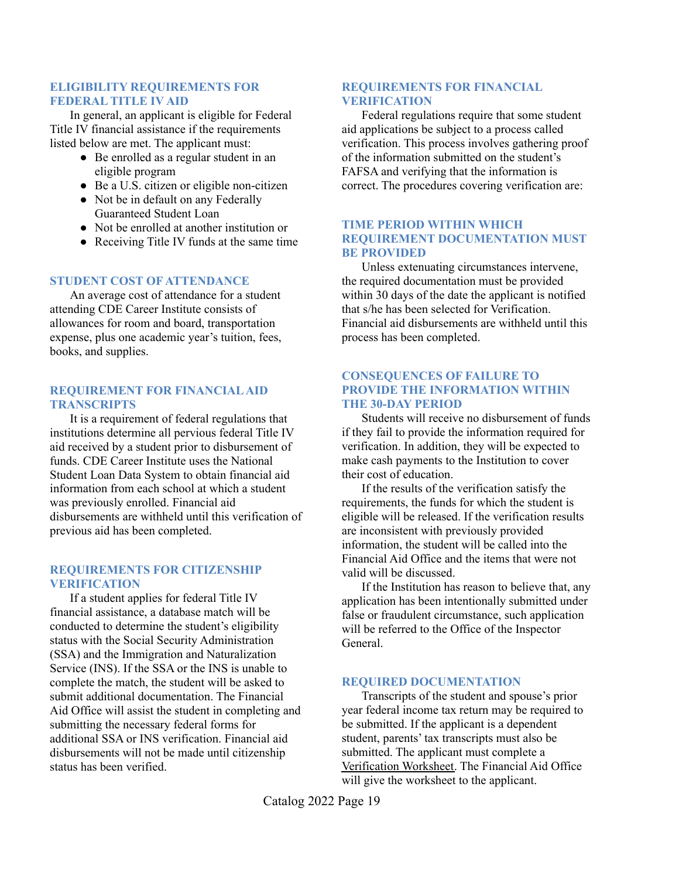## ELIGIBILITY REQUIREMENTS FOR FEDERAL TITLE IV AID

In general, an applicant is eligible for Federal Title IV financial assistance if the requirements listed below are met. The applicant must:

- Be enrolled as a regular student in an eligible program
- Be a U.S. citizen or eligible non-citizen
- Not be in default on any Federally Guaranteed Student Loan
- Not be enrolled at another institution or
- Receiving Title IV funds at the same time

## STUDENT COST OF ATTENDANCE

An average cost of attendance for a student attending CDE Career Institute consists of allowances for room and board, transportation expense, plus one academic year's tuition, fees, books, and supplies.

## REQUIREMENT FOR FINANCIAL AID TRANSCRIPTS

It is a requirement of federal regulations that institutions determine all pervious federal Title IV aid received by a student prior to disbursement of funds. CDE Career Institute uses the National Student Loan Data System to obtain financial aid information from each school at which a student was previously enrolled. Financial aid disbursements are withheld until this verification of previous aid has been completed.

## REQUIREMENTS FOR CITIZENSHIP VERIFICATION

If a student applies for federal Title IV financial assistance, a database match will be conducted to determine the student's eligibility status with the Social Security Administration (SSA) and the Immigration and Naturalization Service (INS). If the SSA or the INS is unable to complete the match, the student will be asked to submit additional documentation. The Financial Aid Office will assist the student in completing and submitting the necessary federal forms for additional SSA or INS verification. Financial aid disbursements will not be made until citizenship status has been verified.

## REQUIREMENTS FOR FINANCIAL VERIFICATION

Federal regulations require that some student aid applications be subject to a process called verification. This process involves gathering proof of the information submitted on the student's FAFSA and verifying that the information is correct. The procedures covering verification are:

## TIME PERIOD WITHIN WHICH REQUIREMENT DOCUMENTATION MUST BE PROVIDED

Unless extenuating circumstances intervene, the required documentation must be provided within 30 days of the date the applicant is notified that s/he has been selected for Verification. Financial aid disbursements are withheld until this process has been completed.

## CONSEQUENCES OF FAILURE TO PROVIDE THE INFORMATION WITHIN THE 30-DAY PERIOD

Students will receive no disbursement of funds if they fail to provide the information required for verification. In addition, they will be expected to make cash payments to the Institution to cover their cost of education.

If the results of the verification satisfy the requirements, the funds for which the student is eligible will be released. If the verification results are inconsistent with previously provided information, the student will be called into the Financial Aid Office and the items that were not valid will be discussed.

If the Institution has reason to believe that, any application has been intentionally submitted under false or fraudulent circumstance, such application will be referred to the Office of the Inspector General.

## REQUIRED DOCUMENTATION

Transcripts of the student and spouse's prior year federal income tax return may be required to be submitted. If the applicant is a dependent student, parents' tax transcripts must also be submitted. The applicant must complete a Verification Worksheet. The Financial Aid Office will give the worksheet to the applicant.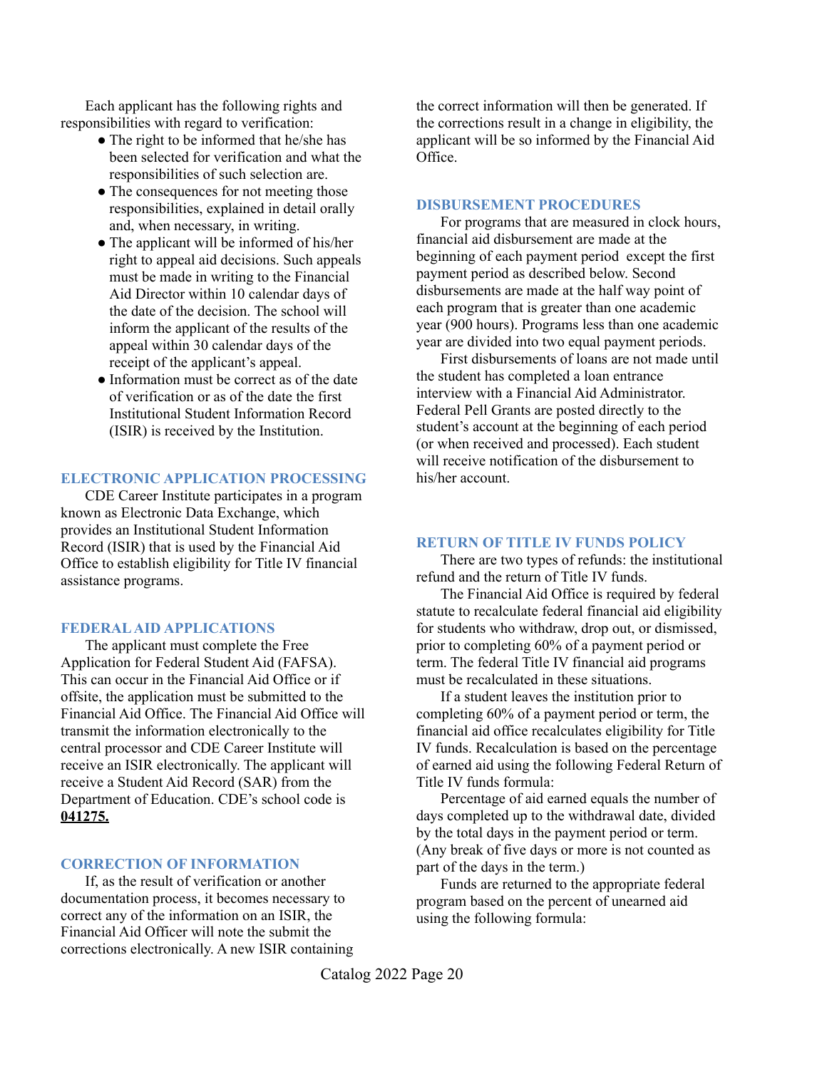Each applicant has the following rights and responsibilities with regard to verification:

- The right to be informed that he/she has been selected for verification and what the responsibilities of such selection are.
- The consequences for not meeting those responsibilities, explained in detail orally and, when necessary, in writing.
- The applicant will be informed of his/her right to appeal aid decisions. Such appeals must be made in writing to the Financial Aid Director within 10 calendar days of the date of the decision. The school will inform the applicant of the results of the appeal within 30 calendar days of the receipt of the applicant's appeal.
- Information must be correct as of the date of verification or as of the date the first Institutional Student Information Record (ISIR) is received by the Institution.

## ELECTRONIC APPLICATION PROCESSING

CDE Career Institute participates in a program known as Electronic Data Exchange, which provides an Institutional Student Information Record (ISIR) that is used by the Financial Aid Office to establish eligibility for Title IV financial assistance programs.

## FEDERAL AID APPLICATIONS

The applicant must complete the Free Application for Federal Student Aid (FAFSA). This can occur in the Financial Aid Office or if offsite, the application must be submitted to the Financial Aid Office. The Financial Aid Office will transmit the information electronically to the central processor and CDE Career Institute will receive an ISIR electronically. The applicant will receive a Student Aid Record (SAR) from the Department of Education. CDE's school code is **041275.**

## CORRECTION OF INFORMATION

If, as the result of verification or another documentation process, it becomes necessary to correct any of the information on an ISIR, the Financial Aid Officer will note the submit the corrections electronically. A new ISIR containing the correct information will then be generated. If the corrections result in a change in eligibility, the applicant will be so informed by the Financial Aid Office.

## DISBURSEMENT PROCEDURES

For programs that are measured in clock hours, financial aid disbursement are made at the beginning of each payment period except the first payment period as described below. Second disbursements are made at the half way point of each program that is greater than one academic year (900 hours). Programs less than one academic year are divided into two equal payment periods.

First disbursements of loans are not made until the student has completed a loan entrance interview with a Financial Aid Administrator. Federal Pell Grants are posted directly to the student's account at the beginning of each period (or when received and processed). Each student will receive notification of the disbursement to his/her account.

## RETURN OF TITLE IV FUNDS POLICY

There are two types of refunds: the institutional refund and the return of Title IV funds.

The Financial Aid Office is required by federal statute to recalculate federal financial aid eligibility for students who withdraw, drop out, or dismissed, prior to completing 60% of a payment period or term. The federal Title IV financial aid programs must be recalculated in these situations.

If a student leaves the institution prior to completing 60% of a payment period or term, the financial aid office recalculates eligibility for Title IV funds. Recalculation is based on the percentage of earned aid using the following Federal Return of Title IV funds formula:

Percentage of aid earned equals the number of days completed up to the withdrawal date, divided by the total days in the payment period or term. (Any break of five days or more is not counted as part of the days in the term.)

Funds are returned to the appropriate federal program based on the percent of unearned aid using the following formula: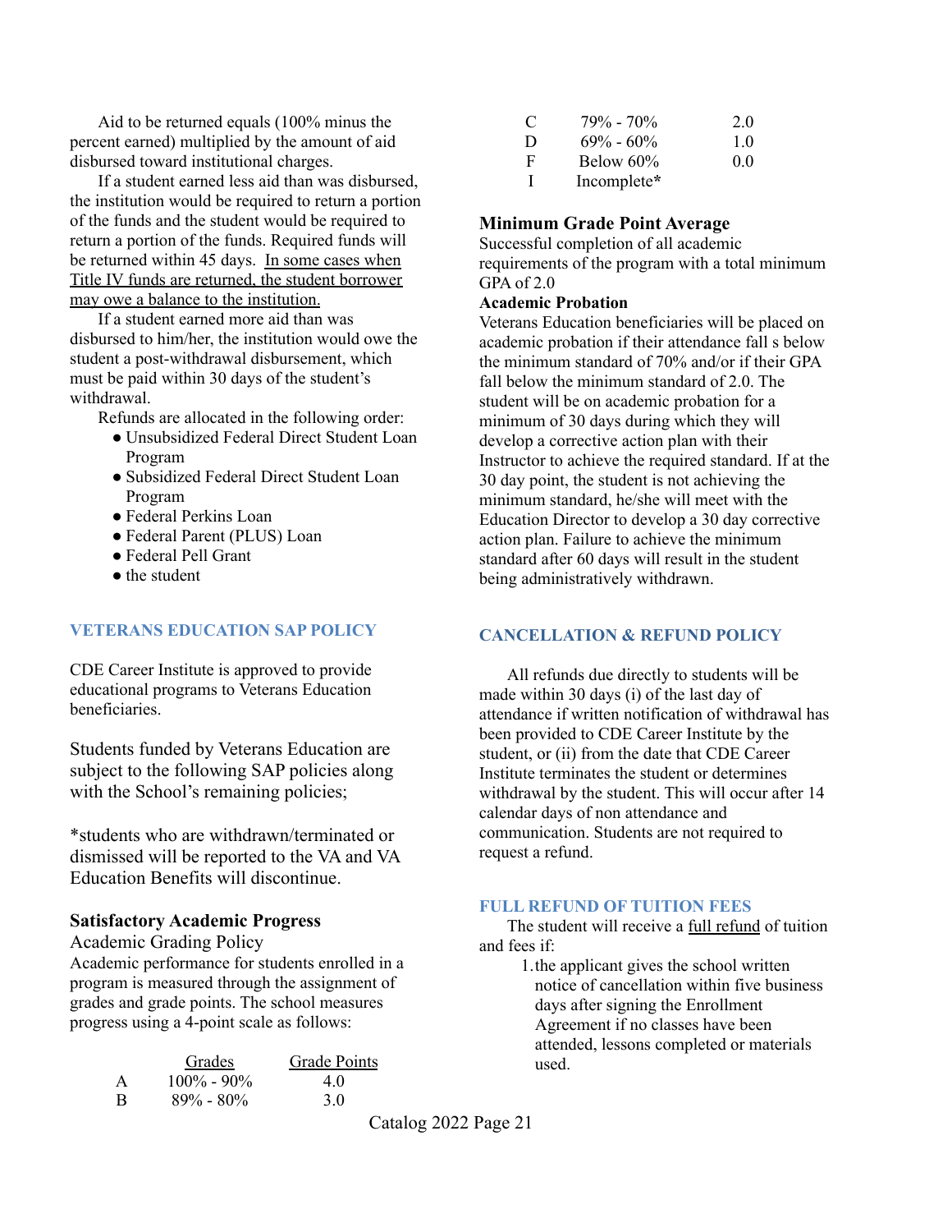Aid to be returned equals (100% minus the percent earned) multiplied by the amount of aid disbursed toward institutional charges.

If a student earned less aid than was disbursed, the institution would be required to return a portion of the funds and the student would be required to return a portion of the funds. Required funds will be returned within 45 days. <u>In some cases when Title IV funds are returned, the student borrower may owe a balance to the institution.</u>

If a student earned more aid than was disbursed to him/her, the institution would owe the student a post-withdrawal disbursement, which must be paid within 30 days of the student's withdrawal.

Refunds are allocated in the following order:

- Unsubsidized Federal Direct Student Loan Program
- Subsidized Federal Direct Student Loan Program
- Federal Perkins Loan
- Federal Parent (PLUS) Loan
- Federal Pell Grant
- the student

## VETERANS EDUCATION SAP POLICY

CDE Career Institute is approved to provide educational programs to Veterans Education beneficiaries.

Students funded by Veterans Education are subject to the following SAP policies along with the School's remaining policies;

*students who are withdrawn/terminated or dismissed will be reported to the VA and VA Education Benefits will discontinue.

### Satisfactory Academic Progress

Academic Grading Policy

Academic performance for students enrolled in a program is measured through the assignment of grades and grade points. The school measures progress using a 4-point scale as follows:

| | Grades | Grade Points |
|---|---|---|
| A | 100% - 90% | 4.0 |
| B | 89% - 80% | 3.0 |
| C | 79% - 70% | 2.0 |
| D | 69% - 60% | 1.0 |
| F | Below 60% | 0.0 |
| I | Incomplete* | |

### Minimum Grade Point Average

Successful completion of all academic requirements of the program with a total minimum GPA of 2.0

**Academic Probation**

Veterans Education beneficiaries will be placed on academic probation if their attendance fall s below the minimum standard of 70% and/or if their GPA fall below the minimum standard of 2.0. The student will be on academic probation for a minimum of 30 days during which they will develop a corrective action plan with their Instructor to achieve the required standard. If at the 30 day point, the student is not achieving the minimum standard, he/she will meet with the Education Director to develop a 30 day corrective action plan. Failure to achieve the minimum standard after 60 days will result in the student being administratively withdrawn.

## CANCELLATION & REFUND POLICY

All refunds due directly to students will be made within 30 days (i) of the last day of attendance if written notification of withdrawal has been provided to CDE Career Institute by the student, or (ii) from the date that CDE Career Institute terminates the student or determines withdrawal by the student. This will occur after 14 calendar days of non attendance and communication. Students are not required to request a refund.

## FULL REFUND OF TUITION FEES

The student will receive a <u>full refund</u> of tuition and fees if:

1. the applicant gives the school written notice of cancellation within five business days after signing the Enrollment Agreement if no classes have been attended, lessons completed or materials used.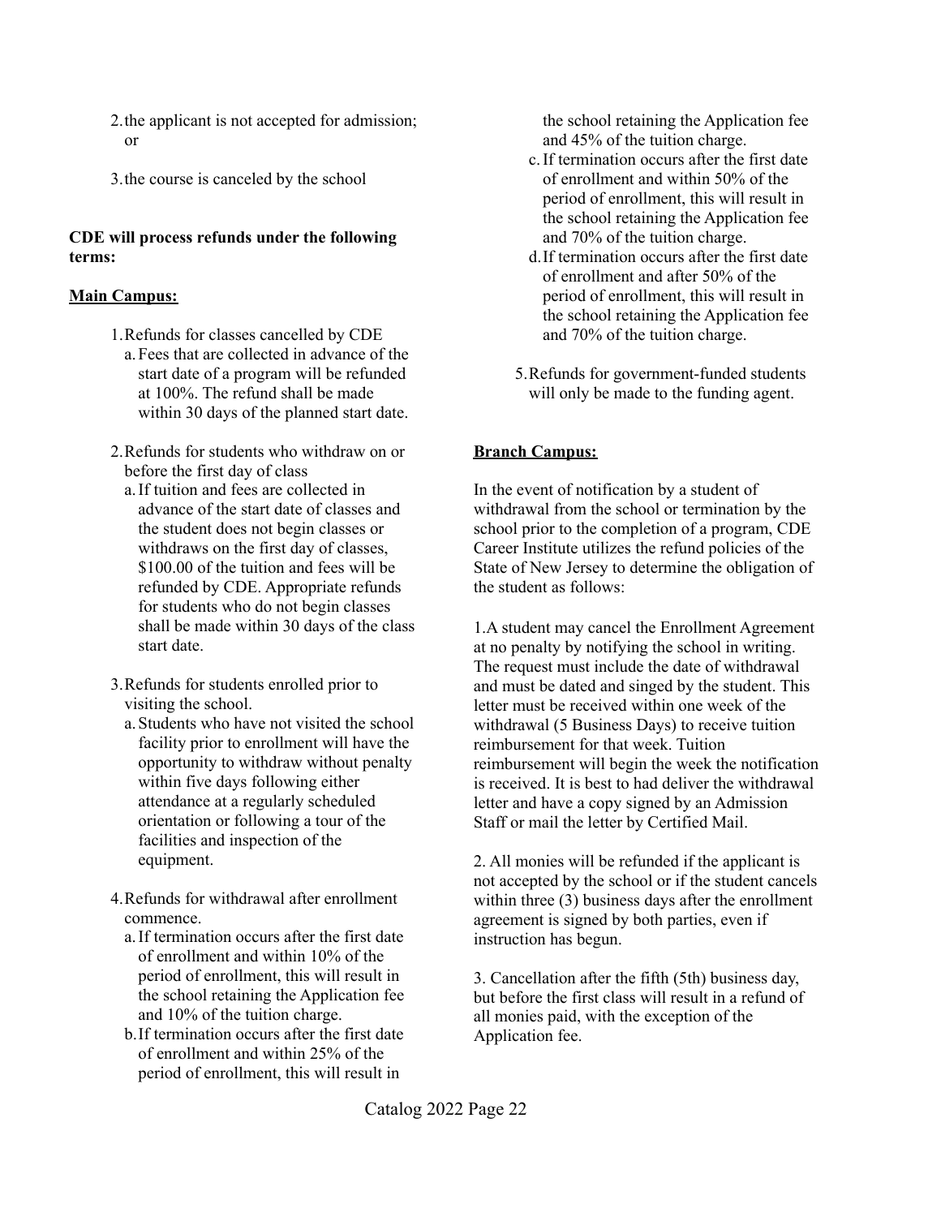2. the applicant is not accepted for admission; or

3. the course is canceled by the school

**CDE will process refunds under the following terms:**

**Main Campus:**

1. Refunds for classes cancelled by CDE
   a. Fees that are collected in advance of the start date of a program will be refunded at 100%. The refund shall be made within 30 days of the planned start date.

2. Refunds for students who withdraw on or before the first day of class
   a. If tuition and fees are collected in advance of the start date of classes and the student does not begin classes or withdraws on the first day of classes, $100.00 of the tuition and fees will be refunded by CDE. Appropriate refunds for students who do not begin classes shall be made within 30 days of the class start date.

3. Refunds for students enrolled prior to visiting the school.
   a. Students who have not visited the school facility prior to enrollment will have the opportunity to withdraw without penalty within five days following either attendance at a regularly scheduled orientation or following a tour of the facilities and inspection of the equipment.

4. Refunds for withdrawal after enrollment commence.
   a. If termination occurs after the first date of enrollment and within 10% of the period of enrollment, this will result in the school retaining the Application fee and 10% of the tuition charge.
   b. If termination occurs after the first date of enrollment and within 25% of the period of enrollment, this will result in the school retaining the Application fee and 45% of the tuition charge.
   c. If termination occurs after the first date of enrollment and within 50% of the period of enrollment, this will result in the school retaining the Application fee and 70% of the tuition charge.
   d. If termination occurs after the first date of enrollment and after 50% of the period of enrollment, this will result in the school retaining the Application fee and 70% of the tuition charge.

5. Refunds for government-funded students will only be made to the funding agent.

**Branch Campus:**

In the event of notification by a student of withdrawal from the school or termination by the school prior to the completion of a program, CDE Career Institute utilizes the refund policies of the State of New Jersey to determine the obligation of the student as follows:

1. A student may cancel the Enrollment Agreement at no penalty by notifying the school in writing. The request must include the date of withdrawal and must be dated and singed by the student. This letter must be received within one week of the withdrawal (5 Business Days) to receive tuition reimbursement for that week. Tuition reimbursement will begin the week the notification is received. It is best to had deliver the withdrawal letter and have a copy signed by an Admission Staff or mail the letter by Certified Mail.

2. All monies will be refunded if the applicant is not accepted by the school or if the student cancels within three (3) business days after the enrollment agreement is signed by both parties, even if instruction has begun.

3. Cancellation after the fifth (5th) business day, but before the first class will result in a refund of all monies paid, with the exception of the Application fee.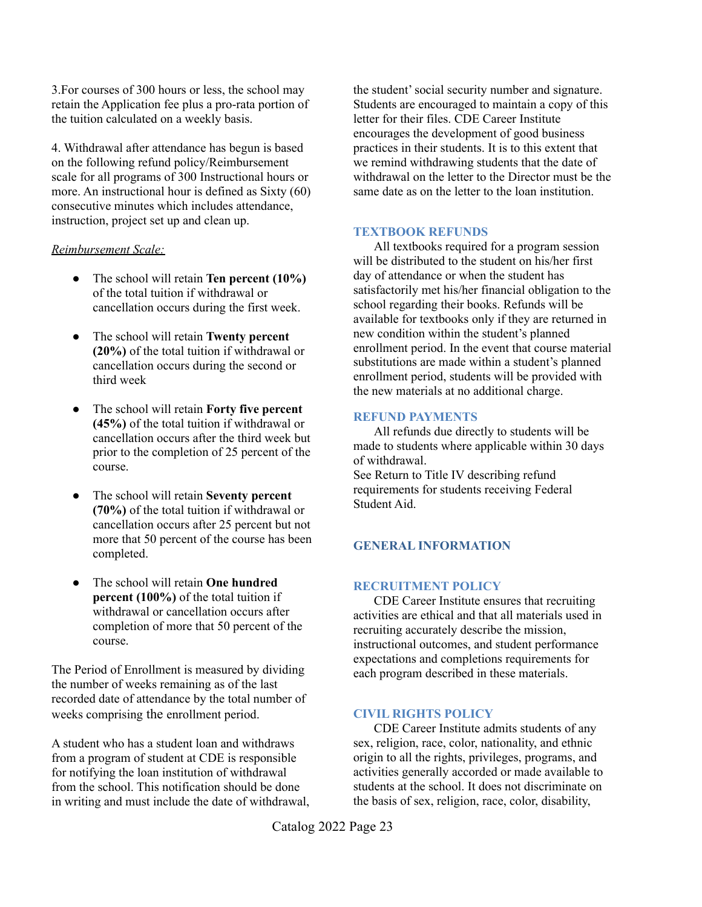3.For courses of 300 hours or less, the school may retain the Application fee plus a pro-rata portion of the tuition calculated on a weekly basis.

4. Withdrawal after attendance has begun is based on the following refund policy/Reimbursement scale for all programs of 300 Instructional hours or more. An instructional hour is defined as Sixty (60) consecutive minutes which includes attendance, instruction, project set up and clean up.

*Reimbursement Scale:*

- The school will retain **Ten percent (10%)** of the total tuition if withdrawal or cancellation occurs during the first week.
- The school will retain **Twenty percent (20%)** of the total tuition if withdrawal or cancellation occurs during the second or third week
- The school will retain **Forty five percent (45%)** of the total tuition if withdrawal or cancellation occurs after the third week but prior to the completion of 25 percent of the course.
- The school will retain **Seventy percent (70%)** of the total tuition if withdrawal or cancellation occurs after 25 percent but not more that 50 percent of the course has been completed.
- The school will retain **One hundred percent (100%)** of the total tuition if withdrawal or cancellation occurs after completion of more that 50 percent of the course.

The Period of Enrollment is measured by dividing the number of weeks remaining as of the last recorded date of attendance by the total number of weeks comprising the enrollment period.

A student who has a student loan and withdraws from a program of student at CDE is responsible for notifying the loan institution of withdrawal from the school. This notification should be done in writing and must include the date of withdrawal, the student' social security number and signature. Students are encouraged to maintain a copy of this letter for their files. CDE Career Institute encourages the development of good business practices in their students. It is to this extent that we remind withdrawing students that the date of withdrawal on the letter to the Director must be the same date as on the letter to the loan institution.

### TEXTBOOK REFUNDS

All textbooks required for a program session will be distributed to the student on his/her first day of attendance or when the student has satisfactorily met his/her financial obligation to the school regarding their books. Refunds will be available for textbooks only if they are returned in new condition within the student's planned enrollment period. In the event that course material substitutions are made within a student's planned enrollment period, students will be provided with the new materials at no additional charge.

### REFUND PAYMENTS

All refunds due directly to students will be made to students where applicable within 30 days of withdrawal.
See Return to Title IV describing refund requirements for students receiving Federal Student Aid.

## GENERAL INFORMATION

### RECRUITMENT POLICY

CDE Career Institute ensures that recruiting activities are ethical and that all materials used in recruiting accurately describe the mission, instructional outcomes, and student performance expectations and completions requirements for each program described in these materials.

### CIVIL RIGHTS POLICY

CDE Career Institute admits students of any sex, religion, race, color, nationality, and ethnic origin to all the rights, privileges, programs, and activities generally accorded or made available to students at the school. It does not discriminate on the basis of sex, religion, race, color, disability,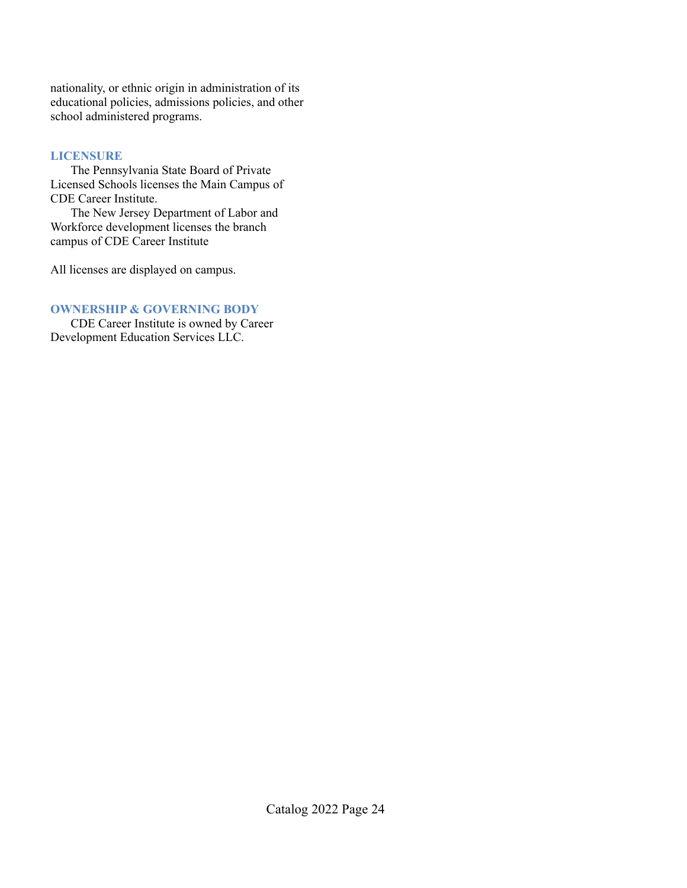nationality, or ethnic origin in administration of its educational policies, admissions policies, and other school administered programs.

### LICENSURE

The Pennsylvania State Board of Private Licensed Schools licenses the Main Campus of CDE Career Institute.

The New Jersey Department of Labor and Workforce development licenses the branch campus of CDE Career Institute

All licenses are displayed on campus.

### OWNERSHIP & GOVERNING BODY

CDE Career Institute is owned by Career Development Education Services LLC.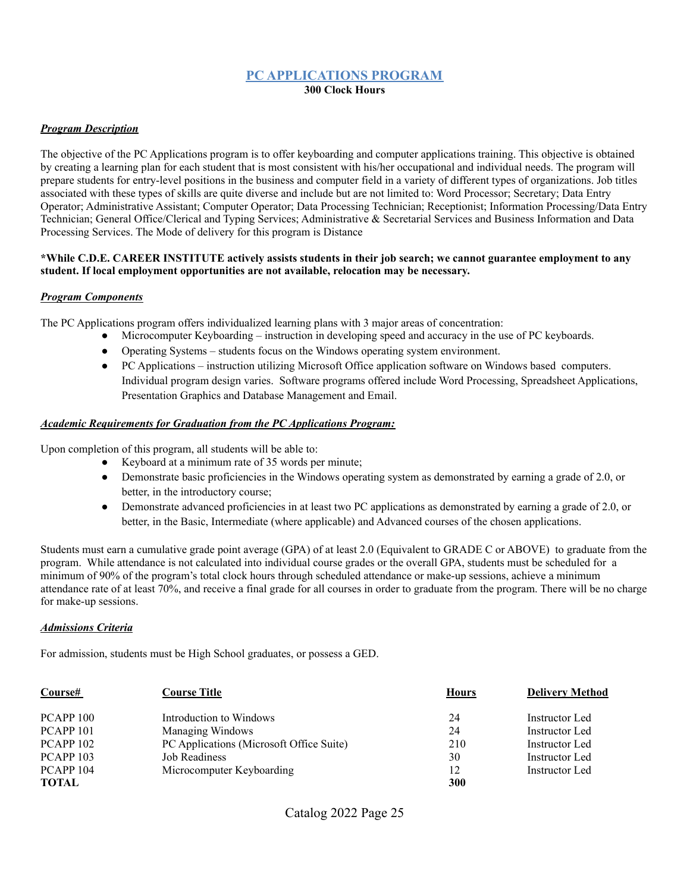# PC APPLICATIONS PROGRAM

**300 Clock Hours**

***Program Description***

The objective of the PC Applications program is to offer keyboarding and computer applications training. This objective is obtained by creating a learning plan for each student that is most consistent with his/her occupational and individual needs. The program will prepare students for entry-level positions in the business and computer field in a variety of different types of organizations. Job titles associated with these types of skills are quite diverse and include but are not limited to: Word Processor; Secretary; Data Entry Operator; Administrative Assistant; Computer Operator; Data Processing Technician; Receptionist; Information Processing/Data Entry Technician; General Office/Clerical and Typing Services; Administrative & Secretarial Services and Business Information and Data Processing Services. The Mode of delivery for this program is Distance

**\*While C.D.E. CAREER INSTITUTE actively assists students in their job search; we cannot guarantee employment to any student. If local employment opportunities are not available, relocation may be necessary.**

***Program Components***

The PC Applications program offers individualized learning plans with 3 major areas of concentration:

- Microcomputer Keyboarding – instruction in developing speed and accuracy in the use of PC keyboards.
- Operating Systems – students focus on the Windows operating system environment.
- PC Applications – instruction utilizing Microsoft Office application software on Windows based computers. Individual program design varies. Software programs offered include Word Processing, Spreadsheet Applications, Presentation Graphics and Database Management and Email.

***Academic Requirements for Graduation from the PC Applications Program:***

Upon completion of this program, all students will be able to:

- Keyboard at a minimum rate of 35 words per minute;
- Demonstrate basic proficiencies in the Windows operating system as demonstrated by earning a grade of 2.0, or better, in the introductory course;
- Demonstrate advanced proficiencies in at least two PC applications as demonstrated by earning a grade of 2.0, or better, in the Basic, Intermediate (where applicable) and Advanced courses of the chosen applications.

Students must earn a cumulative grade point average (GPA) of at least 2.0 (Equivalent to GRADE C or ABOVE) to graduate from the program. While attendance is not calculated into individual course grades or the overall GPA, students must be scheduled for a minimum of 90% of the program's total clock hours through scheduled attendance or make-up sessions, achieve a minimum attendance rate of at least 70%, and receive a final grade for all courses in order to graduate from the program. There will be no charge for make-up sessions.

***Admissions Criteria***

For admission, students must be High School graduates, or possess a GED.

| Course# | Course Title | Hours | Delivery Method |
|---|---|---|---|
| PCAPP 100 | Introduction to Windows | 24 | Instructor Led |
| PCAPP 101 | Managing Windows | 24 | Instructor Led |
| PCAPP 102 | PC Applications (Microsoft Office Suite) | 210 | Instructor Led |
| PCAPP 103 | Job Readiness | 30 | Instructor Led |
| PCAPP 104 | Microcomputer Keyboarding | 12 | Instructor Led |
| **TOTAL** | | **300** | |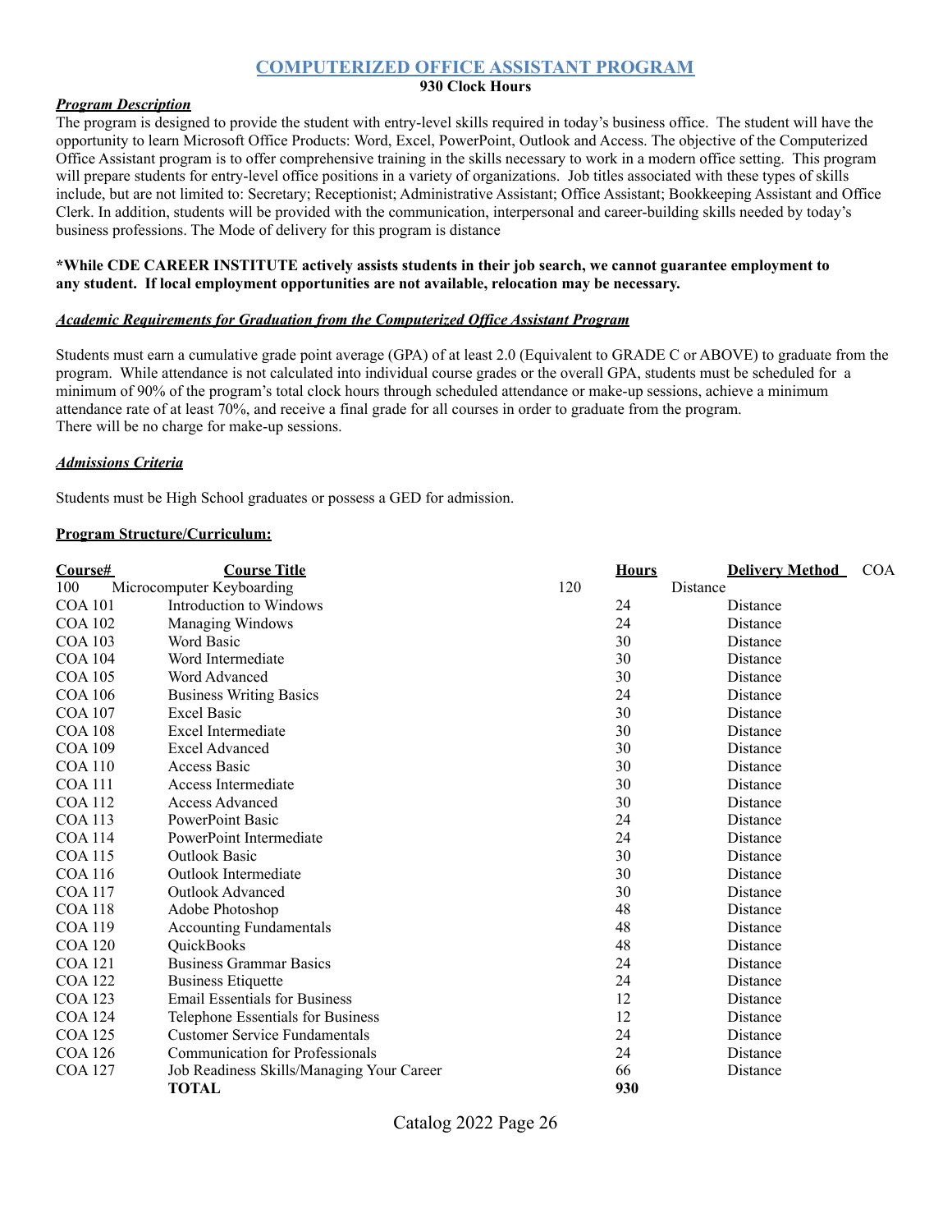# COMPUTERIZED OFFICE ASSISTANT PROGRAM

**930 Clock Hours**

***Program Description***

The program is designed to provide the student with entry-level skills required in today's business office. The student will have the opportunity to learn Microsoft Office Products: Word, Excel, PowerPoint, Outlook and Access. The objective of the Computerized Office Assistant program is to offer comprehensive training in the skills necessary to work in a modern office setting. This program will prepare students for entry-level office positions in a variety of organizations. Job titles associated with these types of skills include, but are not limited to: Secretary; Receptionist; Administrative Assistant; Office Assistant; Bookkeeping Assistant and Office Clerk. In addition, students will be provided with the communication, interpersonal and career-building skills needed by today's business professions. The Mode of delivery for this program is distance

**\*While CDE CAREER INSTITUTE actively assists students in their job search, we cannot guarantee employment to any student. If local employment opportunities are not available, relocation may be necessary.**

***Academic Requirements for Graduation from the Computerized Office Assistant Program***

Students must earn a cumulative grade point average (GPA) of at least 2.0 (Equivalent to GRADE C or ABOVE) to graduate from the program. While attendance is not calculated into individual course grades or the overall GPA, students must be scheduled for a minimum of 90% of the program's total clock hours through scheduled attendance or make-up sessions, achieve a minimum attendance rate of at least 70%, and receive a final grade for all courses in order to graduate from the program.
There will be no charge for make-up sessions.

***Admissions Criteria***

Students must be High School graduates or possess a GED for admission.

**Program Structure/Curriculum:**

| Course# | Course Title | Hours | Delivery Method |
|---|---|---|---|
| COA 100 | Microcomputer Keyboarding | 120 | Distance |
| COA 101 | Introduction to Windows | 24 | Distance |
| COA 102 | Managing Windows | 24 | Distance |
| COA 103 | Word Basic | 30 | Distance |
| COA 104 | Word Intermediate | 30 | Distance |
| COA 105 | Word Advanced | 30 | Distance |
| COA 106 | Business Writing Basics | 24 | Distance |
| COA 107 | Excel Basic | 30 | Distance |
| COA 108 | Excel Intermediate | 30 | Distance |
| COA 109 | Excel Advanced | 30 | Distance |
| COA 110 | Access Basic | 30 | Distance |
| COA 111 | Access Intermediate | 30 | Distance |
| COA 112 | Access Advanced | 30 | Distance |
| COA 113 | PowerPoint Basic | 24 | Distance |
| COA 114 | PowerPoint Intermediate | 24 | Distance |
| COA 115 | Outlook Basic | 30 | Distance |
| COA 116 | Outlook Intermediate | 30 | Distance |
| COA 117 | Outlook Advanced | 30 | Distance |
| COA 118 | Adobe Photoshop | 48 | Distance |
| COA 119 | Accounting Fundamentals | 48 | Distance |
| COA 120 | QuickBooks | 48 | Distance |
| COA 121 | Business Grammar Basics | 24 | Distance |
| COA 122 | Business Etiquette | 24 | Distance |
| COA 123 | Email Essentials for Business | 12 | Distance |
| COA 124 | Telephone Essentials for Business | 12 | Distance |
| COA 125 | Customer Service Fundamentals | 24 | Distance |
| COA 126 | Communication for Professionals | 24 | Distance |
| COA 127 | Job Readiness Skills/Managing Your Career | 66 | Distance |
| | **TOTAL** | **930** | |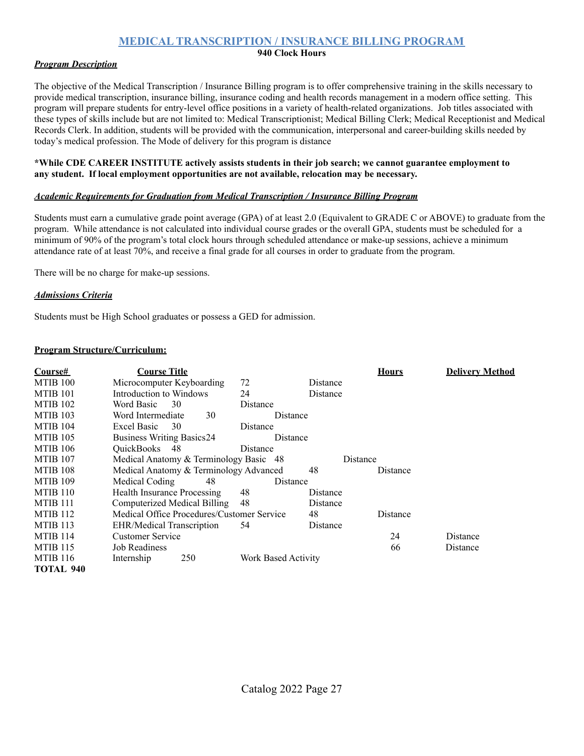## MEDICAL TRANSCRIPTION / INSURANCE BILLING PROGRAM

**940 Clock Hours**

***Program Description***

The objective of the Medical Transcription / Insurance Billing program is to offer comprehensive training in the skills necessary to provide medical transcription, insurance billing, insurance coding and health records management in a modern office setting. This program will prepare students for entry-level office positions in a variety of health-related organizations. Job titles associated with these types of skills include but are not limited to: Medical Transcriptionist; Medical Billing Clerk; Medical Receptionist and Medical Records Clerk. In addition, students will be provided with the communication, interpersonal and career-building skills needed by today's medical profession. The Mode of delivery for this program is distance

**\*While CDE CAREER INSTITUTE actively assists students in their job search; we cannot guarantee employment to any student. If local employment opportunities are not available, relocation may be necessary.**

***Academic Requirements for Graduation from Medical Transcription / Insurance Billing Program***

Students must earn a cumulative grade point average (GPA) of at least 2.0 (Equivalent to GRADE C or ABOVE) to graduate from the program. While attendance is not calculated into individual course grades or the overall GPA, students must be scheduled for a minimum of 90% of the program's total clock hours through scheduled attendance or make-up sessions, achieve a minimum attendance rate of at least 70%, and receive a final grade for all courses in order to graduate from the program.

There will be no charge for make-up sessions.

***Admissions Criteria***

Students must be High School graduates or possess a GED for admission.

**Program Structure/Curriculum:**

| Course# | Course Title | Hours | Delivery Method |
|---|---|---|---|
| MTIB 100 | Microcomputer Keyboarding | 72 | Distance |
| MTIB 101 | Introduction to Windows | 24 | Distance |
| MTIB 102 | Word Basic | 30 | Distance |
| MTIB 103 | Word Intermediate | 30 | Distance |
| MTIB 104 | Excel Basic | 30 | Distance |
| MTIB 105 | Business Writing Basics | 24 | Distance |
| MTIB 106 | QuickBooks | 48 | Distance |
| MTIB 107 | Medical Anatomy & Terminology Basic | 48 | Distance |
| MTIB 108 | Medical Anatomy & Terminology Advanced | 48 | Distance |
| MTIB 109 | Medical Coding | 48 | Distance |
| MTIB 110 | Health Insurance Processing | 48 | Distance |
| MTIB 111 | Computerized Medical Billing | 48 | Distance |
| MTIB 112 | Medical Office Procedures/Customer Service | 48 | Distance |
| MTIB 113 | EHR/Medical Transcription | 54 | Distance |
| MTIB 114 | Customer Service | 24 | Distance |
| MTIB 115 | Job Readiness | 66 | Distance |
| MTIB 116 | Internship | 250 | Work Based Activity |
| **TOTAL** | | **940** | |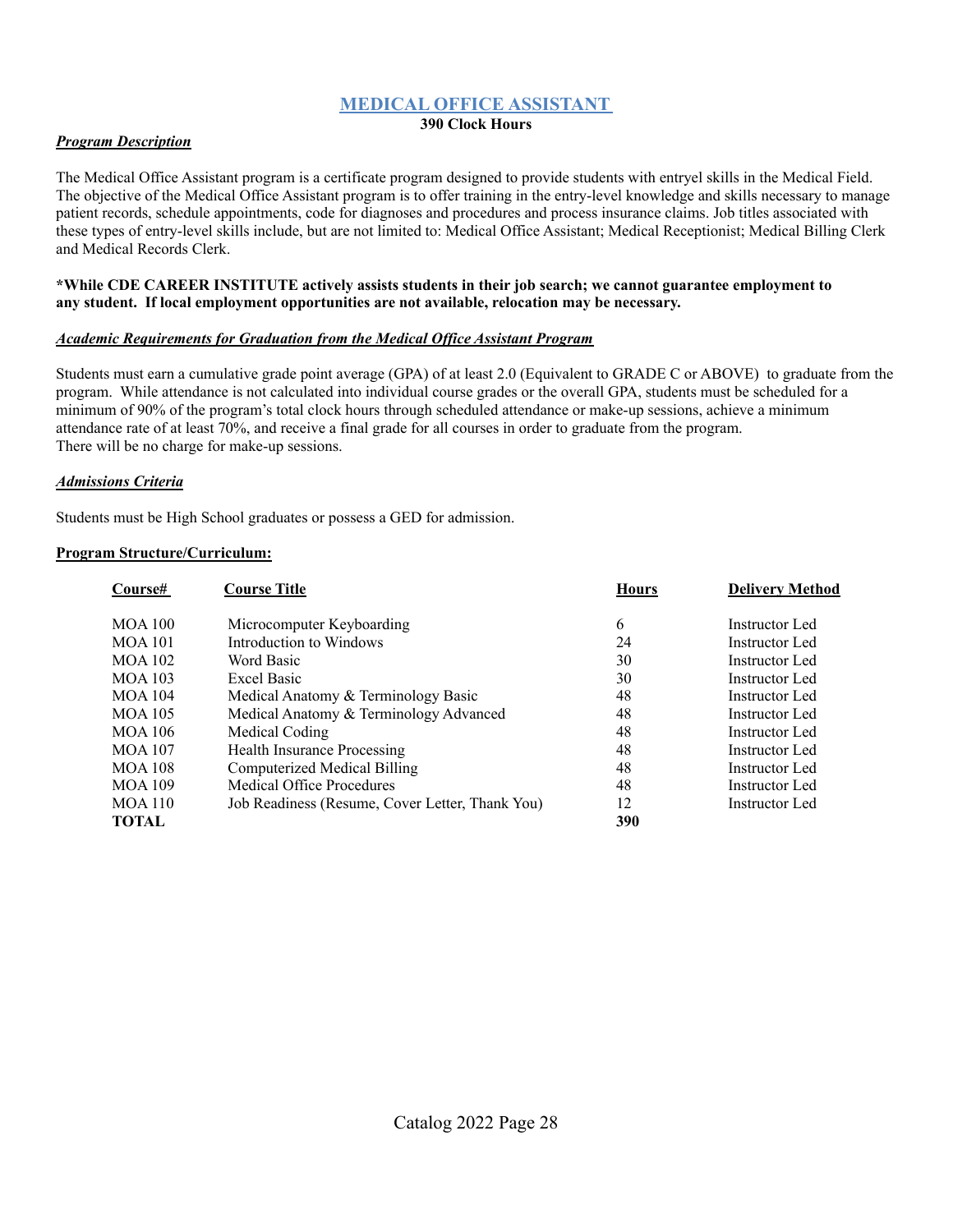# MEDICAL OFFICE ASSISTANT

**390 Clock Hours**

***Program Description***

The Medical Office Assistant program is a certificate program designed to provide students with entryel skills in the Medical Field. The objective of the Medical Office Assistant program is to offer training in the entry-level knowledge and skills necessary to manage patient records, schedule appointments, code for diagnoses and procedures and process insurance claims. Job titles associated with these types of entry-level skills include, but are not limited to: Medical Office Assistant; Medical Receptionist; Medical Billing Clerk and Medical Records Clerk.

**\*While CDE CAREER INSTITUTE actively assists students in their job search; we cannot guarantee employment to any student. If local employment opportunities are not available, relocation may be necessary.**

***Academic Requirements for Graduation from the Medical Office Assistant Program***

Students must earn a cumulative grade point average (GPA) of at least 2.0 (Equivalent to GRADE C or ABOVE) to graduate from the program. While attendance is not calculated into individual course grades or the overall GPA, students must be scheduled for a minimum of 90% of the program's total clock hours through scheduled attendance or make-up sessions, achieve a minimum attendance rate of at least 70%, and receive a final grade for all courses in order to graduate from the program.
There will be no charge for make-up sessions.

***Admissions Criteria***

Students must be High School graduates or possess a GED for admission.

**Program Structure/Curriculum:**

| Course# | Course Title | Hours | Delivery Method |
|---|---|---|---|
| MOA 100 | Microcomputer Keyboarding | 6 | Instructor Led |
| MOA 101 | Introduction to Windows | 24 | Instructor Led |
| MOA 102 | Word Basic | 30 | Instructor Led |
| MOA 103 | Excel Basic | 30 | Instructor Led |
| MOA 104 | Medical Anatomy & Terminology Basic | 48 | Instructor Led |
| MOA 105 | Medical Anatomy & Terminology Advanced | 48 | Instructor Led |
| MOA 106 | Medical Coding | 48 | Instructor Led |
| MOA 107 | Health Insurance Processing | 48 | Instructor Led |
| MOA 108 | Computerized Medical Billing | 48 | Instructor Led |
| MOA 109 | Medical Office Procedures | 48 | Instructor Led |
| MOA 110 | Job Readiness (Resume, Cover Letter, Thank You) | 12 | Instructor Led |
| **TOTAL** | | **390** | |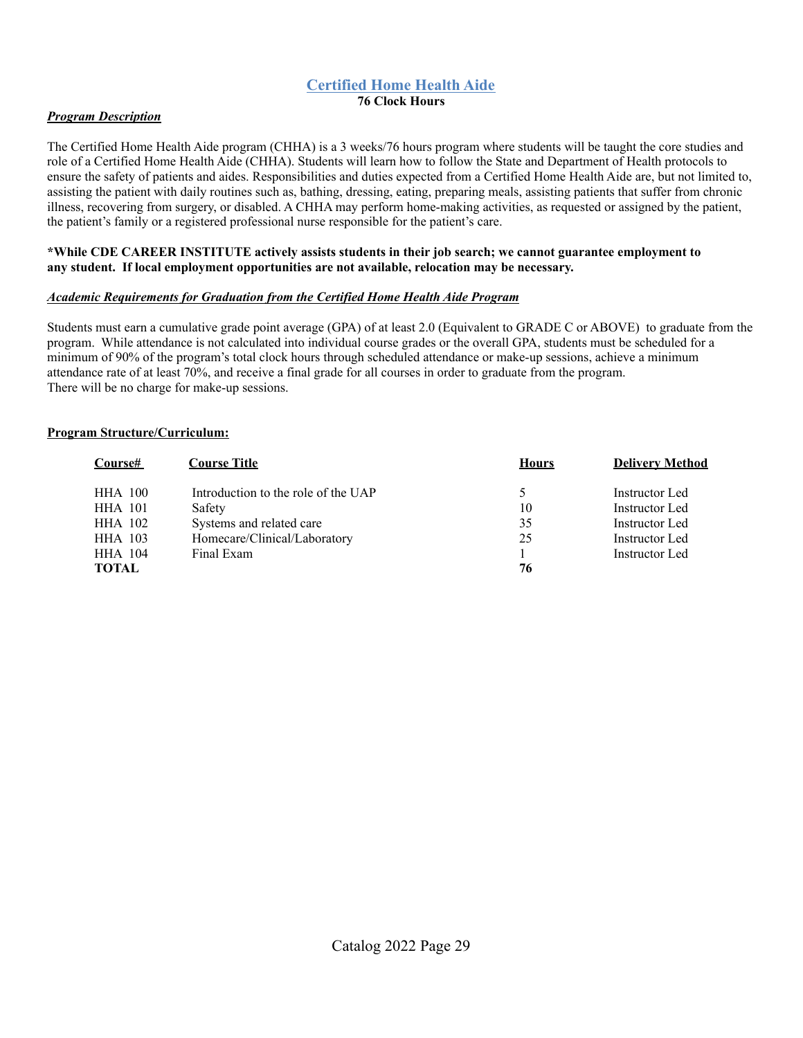## Certified Home Health Aide

**76 Clock Hours**

***Program Description***

The Certified Home Health Aide program (CHHA) is a 3 weeks/76 hours program where students will be taught the core studies and role of a Certified Home Health Aide (CHHA). Students will learn how to follow the State and Department of Health protocols to ensure the safety of patients and aides. Responsibilities and duties expected from a Certified Home Health Aide are, but not limited to, assisting the patient with daily routines such as, bathing, dressing, eating, preparing meals, assisting patients that suffer from chronic illness, recovering from surgery, or disabled. A CHHA may perform home-making activities, as requested or assigned by the patient, the patient's family or a registered professional nurse responsible for the patient's care.

**\*While CDE CAREER INSTITUTE actively assists students in their job search; we cannot guarantee employment to any student. If local employment opportunities are not available, relocation may be necessary.**

***Academic Requirements for Graduation from the Certified Home Health Aide Program***

Students must earn a cumulative grade point average (GPA) of at least 2.0 (Equivalent to GRADE C or ABOVE) to graduate from the program. While attendance is not calculated into individual course grades or the overall GPA, students must be scheduled for a minimum of 90% of the program's total clock hours through scheduled attendance or make-up sessions, achieve a minimum attendance rate of at least 70%, and receive a final grade for all courses in order to graduate from the program.
There will be no charge for make-up sessions.

**Program Structure/Curriculum:**

| Course# | Course Title | Hours | Delivery Method |
|---|---|---|---|
| HHA 100 | Introduction to the role of the UAP | 5 | Instructor Led |
| HHA 101 | Safety | 10 | Instructor Led |
| HHA 102 | Systems and related care | 35 | Instructor Led |
| HHA 103 | Homecare/Clinical/Laboratory | 25 | Instructor Led |
| HHA 104 | Final Exam | 1 | Instructor Led |
| **TOTAL** | | **76** | |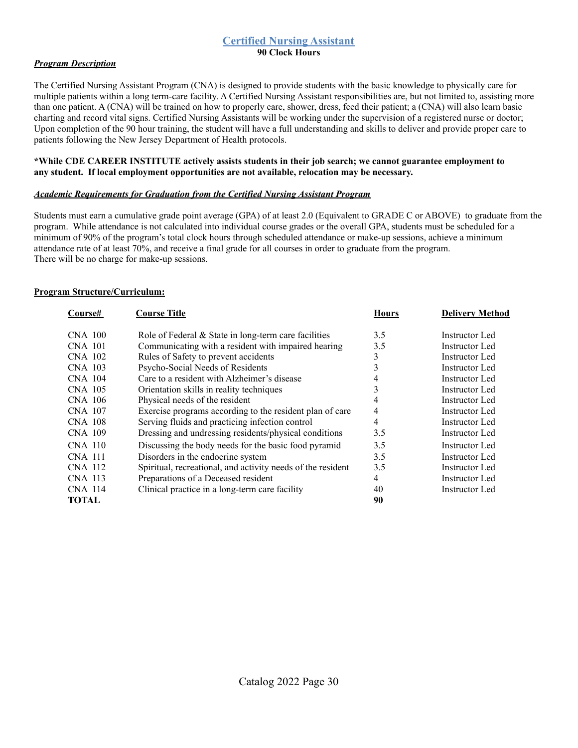# Certified Nursing Assistant

**90 Clock Hours**

***Program Description***

The Certified Nursing Assistant Program (CNA) is designed to provide students with the basic knowledge to physically care for multiple patients within a long term-care facility. A Certified Nursing Assistant responsibilities are, but not limited to, assisting more than one patient. A (CNA) will be trained on how to properly care, shower, dress, feed their patient; a (CNA) will also learn basic charting and record vital signs. Certified Nursing Assistants will be working under the supervision of a registered nurse or doctor; Upon completion of the 90 hour training, the student will have a full understanding and skills to deliver and provide proper care to patients following the New Jersey Department of Health protocols.

**\*While CDE CAREER INSTITUTE actively assists students in their job search; we cannot guarantee employment to any student. If local employment opportunities are not available, relocation may be necessary.**

***Academic Requirements for Graduation from the Certified Nursing Assistant Program***

Students must earn a cumulative grade point average (GPA) of at least 2.0 (Equivalent to GRADE C or ABOVE) to graduate from the program. While attendance is not calculated into individual course grades or the overall GPA, students must be scheduled for a minimum of 90% of the program's total clock hours through scheduled attendance or make-up sessions, achieve a minimum attendance rate of at least 70%, and receive a final grade for all courses in order to graduate from the program.
There will be no charge for make-up sessions.

**Program Structure/Curriculum:**

| Course# | Course Title | Hours | Delivery Method |
|---|---|---|---|
| CNA 100 | Role of Federal & State in long-term care facilities | 3.5 | Instructor Led |
| CNA 101 | Communicating with a resident with impaired hearing | 3.5 | Instructor Led |
| CNA 102 | Rules of Safety to prevent accidents | 3 | Instructor Led |
| CNA 103 | Psycho-Social Needs of Residents | 3 | Instructor Led |
| CNA 104 | Care to a resident with Alzheimer's disease | 4 | Instructor Led |
| CNA 105 | Orientation skills in reality techniques | 3 | Instructor Led |
| CNA 106 | Physical needs of the resident | 4 | Instructor Led |
| CNA 107 | Exercise programs according to the resident plan of care | 4 | Instructor Led |
| CNA 108 | Serving fluids and practicing infection control | 4 | Instructor Led |
| CNA 109 | Dressing and undressing residents/physical conditions | 3.5 | Instructor Led |
| CNA 110 | Discussing the body needs for the basic food pyramid | 3.5 | Instructor Led |
| CNA 111 | Disorders in the endocrine system | 3.5 | Instructor Led |
| CNA 112 | Spiritual, recreational, and activity needs of the resident | 3.5 | Instructor Led |
| CNA 113 | Preparations of a Deceased resident | 4 | Instructor Led |
| CNA 114 | Clinical practice in a long-term care facility | 40 | Instructor Led |
| **TOTAL** | | **90** | |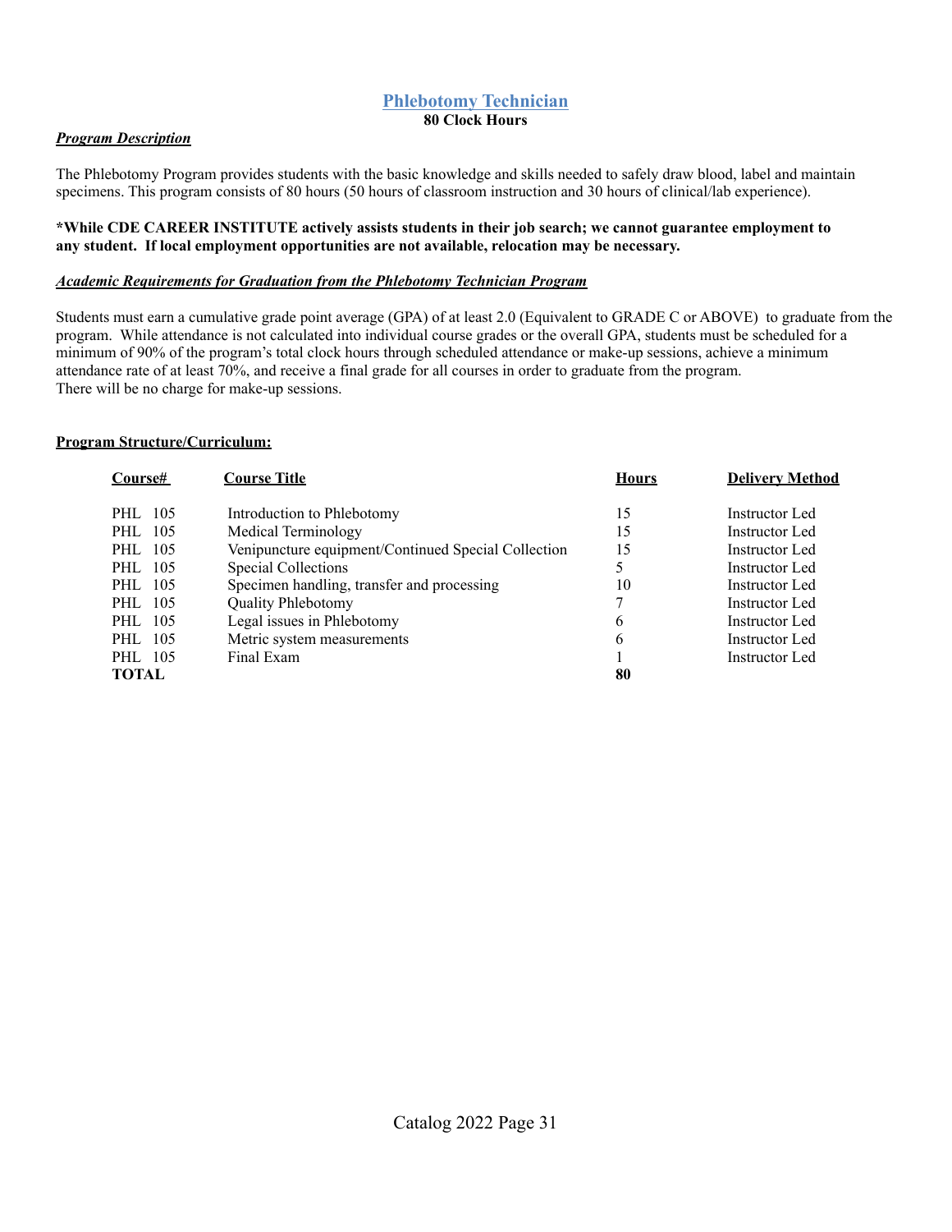## Phlebotomy Technician

**80 Clock Hours**

***Program Description***

The Phlebotomy Program provides students with the basic knowledge and skills needed to safely draw blood, label and maintain specimens. This program consists of 80 hours (50 hours of classroom instruction and 30 hours of clinical/lab experience).

**\*While CDE CAREER INSTITUTE actively assists students in their job search; we cannot guarantee employment to any student. If local employment opportunities are not available, relocation may be necessary.**

***Academic Requirements for Graduation from the Phlebotomy Technician Program***

Students must earn a cumulative grade point average (GPA) of at least 2.0 (Equivalent to GRADE C or ABOVE) to graduate from the program. While attendance is not calculated into individual course grades or the overall GPA, students must be scheduled for a minimum of 90% of the program's total clock hours through scheduled attendance or make-up sessions, achieve a minimum attendance rate of at least 70%, and receive a final grade for all courses in order to graduate from the program.
There will be no charge for make-up sessions.

**Program Structure/Curriculum:**

| Course# | Course Title | Hours | Delivery Method |
|---|---|---|---|
| PHL 105 | Introduction to Phlebotomy | 15 | Instructor Led |
| PHL 105 | Medical Terminology | 15 | Instructor Led |
| PHL 105 | Venipuncture equipment/Continued Special Collection | 15 | Instructor Led |
| PHL 105 | Special Collections | 5 | Instructor Led |
| PHL 105 | Specimen handling, transfer and processing | 10 | Instructor Led |
| PHL 105 | Quality Phlebotomy | 7 | Instructor Led |
| PHL 105 | Legal issues in Phlebotomy | 6 | Instructor Led |
| PHL 105 | Metric system measurements | 6 | Instructor Led |
| PHL 105 | Final Exam | 1 | Instructor Led |
| **TOTAL** | | **80** | |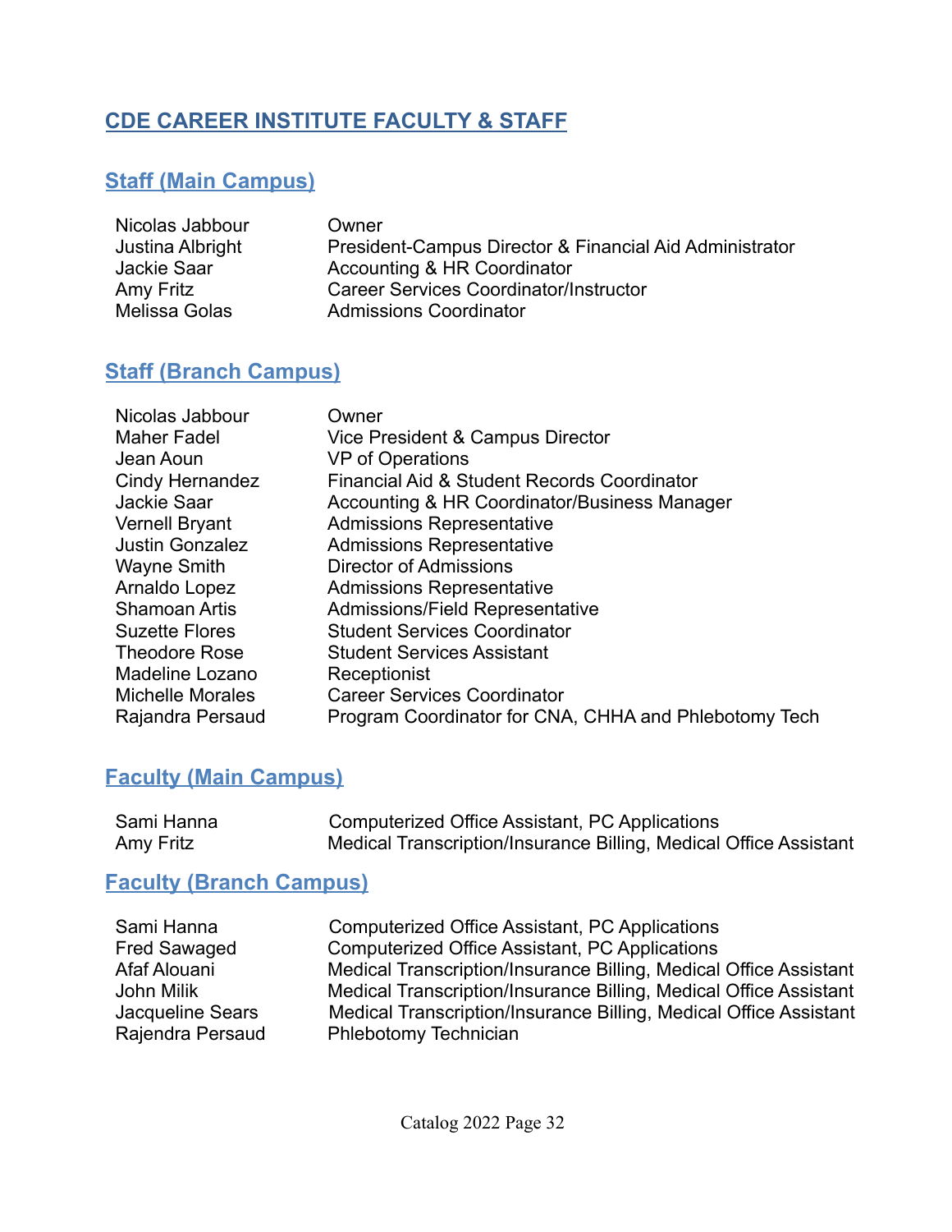# CDE CAREER INSTITUTE FACULTY & STAFF

## Staff (Main Campus)

| | |
|---|---|
| Nicolas Jabbour | Owner |
| Justina Albright | President-Campus Director & Financial Aid Administrator |
| Jackie Saar | Accounting & HR Coordinator |
| Amy Fritz | Career Services Coordinator/Instructor |
| Melissa Golas | Admissions Coordinator |

## Staff (Branch Campus)

| | |
|---|---|
| Nicolas Jabbour | Owner |
| Maher Fadel | Vice President & Campus Director |
| Jean Aoun | VP of Operations |
| Cindy Hernandez | Financial Aid & Student Records Coordinator |
| Jackie Saar | Accounting & HR Coordinator/Business Manager |
| Vernell Bryant | Admissions Representative |
| Justin Gonzalez | Admissions Representative |
| Wayne Smith | Director of Admissions |
| Arnaldo Lopez | Admissions Representative |
| Shamoan Artis | Admissions/Field Representative |
| Suzette Flores | Student Services Coordinator |
| Theodore Rose | Student Services Assistant |
| Madeline Lozano | Receptionist |
| Michelle Morales | Career Services Coordinator |
| Rajandra Persaud | Program Coordinator for CNA, CHHA and Phlebotomy Tech |

## Faculty (Main Campus)

| | |
|---|---|
| Sami Hanna | Computerized Office Assistant, PC Applications |
| Amy Fritz | Medical Transcription/Insurance Billing, Medical Office Assistant |

## Faculty (Branch Campus)

| | |
|---|---|
| Sami Hanna | Computerized Office Assistant, PC Applications |
| Fred Sawaged | Computerized Office Assistant, PC Applications |
| Afaf Alouani | Medical Transcription/Insurance Billing, Medical Office Assistant |
| John Milik | Medical Transcription/Insurance Billing, Medical Office Assistant |
| Jacqueline Sears | Medical Transcription/Insurance Billing, Medical Office Assistant |
| Rajendra Persaud | Phlebotomy Technician |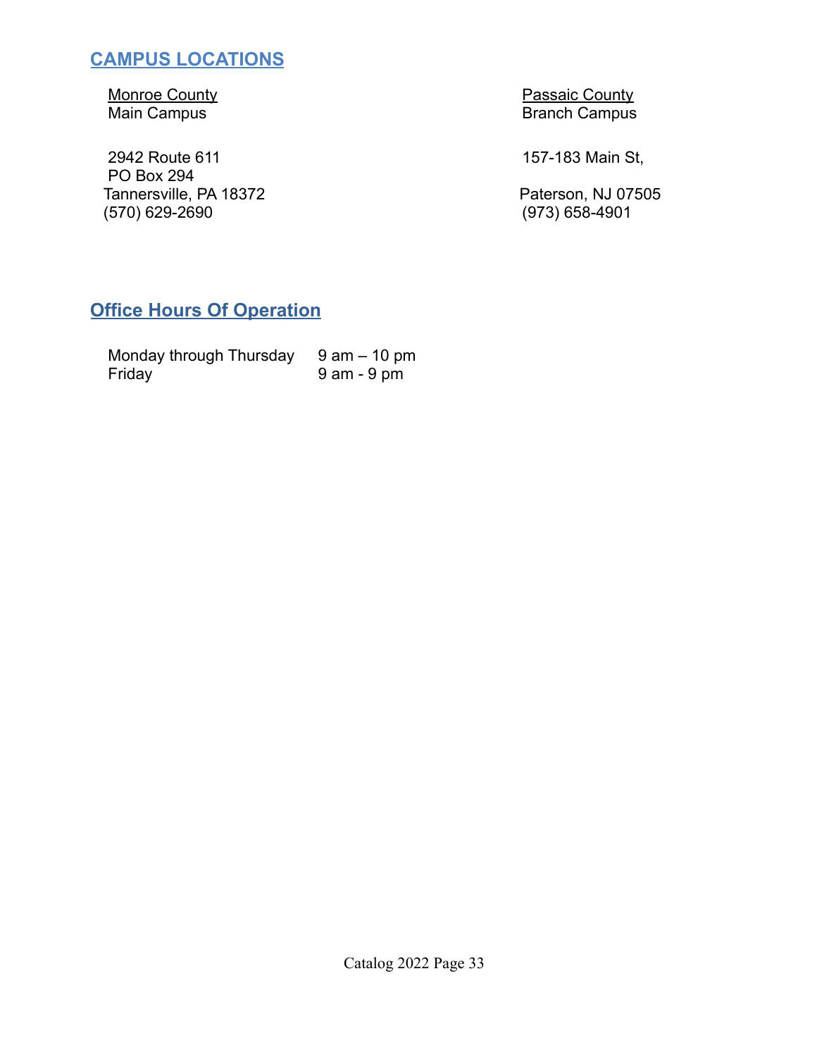## CAMPUS LOCATIONS

Monroe County
Main Campus

2942 Route 611
PO Box 294
Tannersville, PA 18372
(570) 629-2690

Passaic County
Branch Campus

157-183 Main St,

Paterson, NJ 07505
(973) 658-4901

## Office Hours Of Operation

| | |
|---|---|
| Monday through Thursday | 9 am – 10 pm |
| Friday | 9 am - 9 pm |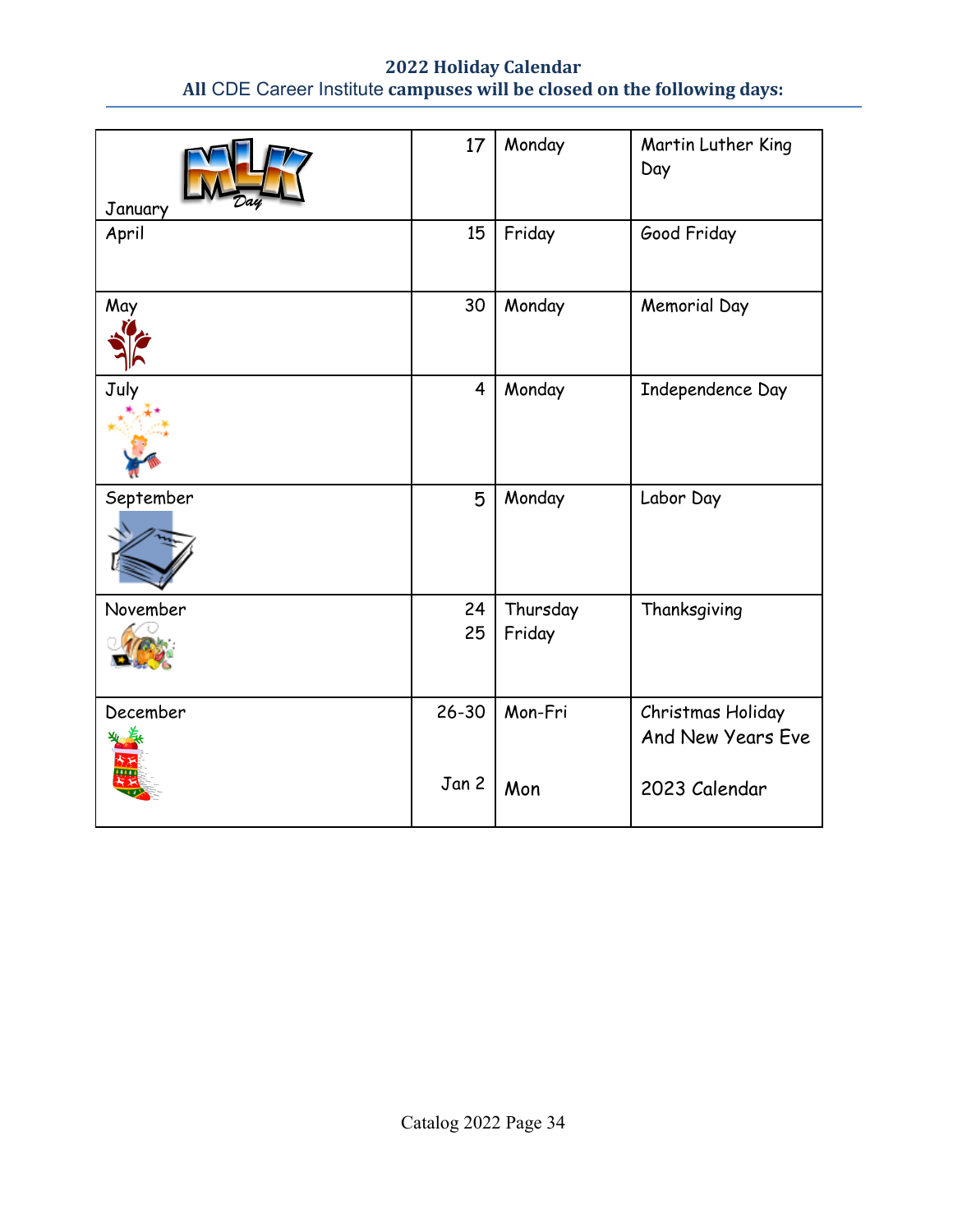## 2022 Holiday Calendar
**All CDE Career Institute campuses will be closed on the following days:**

| | | | |
|---|---|---|---|
| January | 17 | Monday | Martin Luther King Day |
| April | 15 | Friday | Good Friday |
| May | 30 | Monday | Memorial Day |
| July | 4 | Monday | Independence Day |
| September | 5 | Monday | Labor Day |
| November | 24<br>25 | Thursday<br>Friday | Thanksgiving |
| December | 26-30<br><br>Jan 2 | Mon-Fri<br><br>Mon | Christmas Holiday And New Years Eve<br><br>2023 Calendar |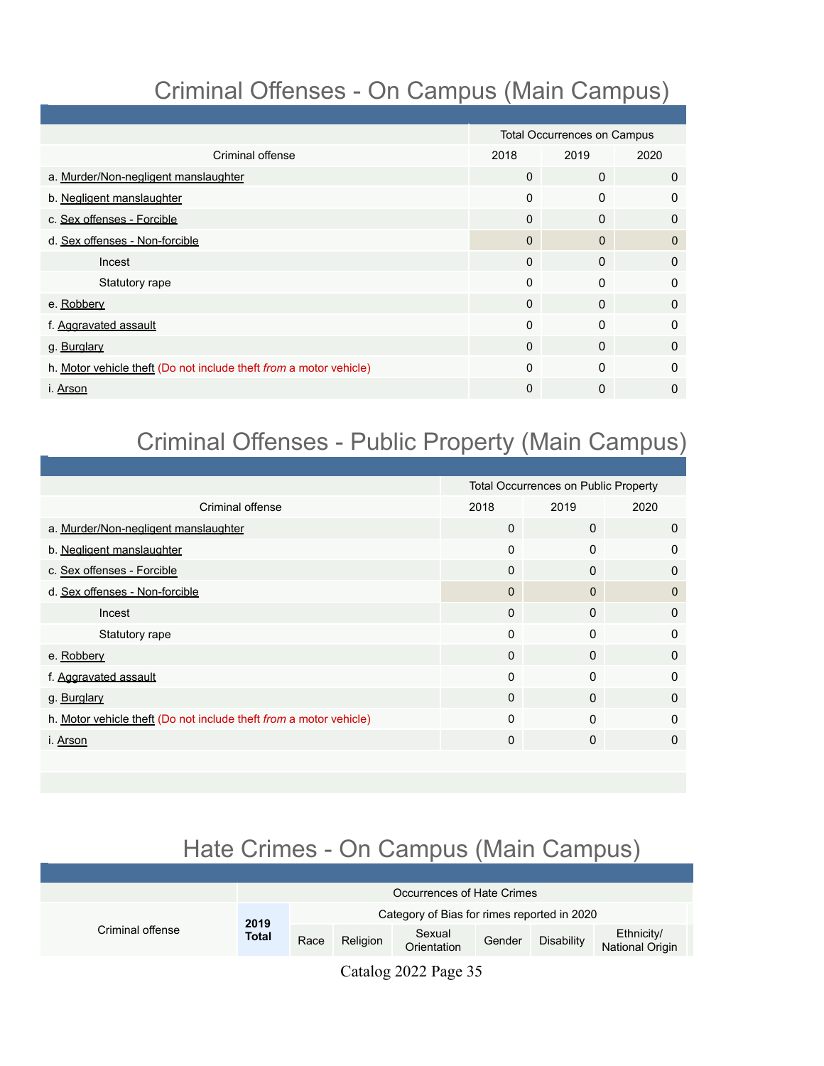# Criminal Offenses - On Campus (Main Campus)

| Criminal offense | Total Occurrences on Campus | | |
|---|---|---|---|
| | 2018 | 2019 | 2020 |
| a. Murder/Non-negligent manslaughter | 0 | 0 | 0 |
| b. Negligent manslaughter | 0 | 0 | 0 |
| c. Sex offenses - Forcible | 0 | 0 | 0 |
| d. Sex offenses - Non-forcible | 0 | 0 | 0 |
| Incest | 0 | 0 | 0 |
| Statutory rape | 0 | 0 | 0 |
| e. Robbery | 0 | 0 | 0 |
| f. Aggravated assault | 0 | 0 | 0 |
| g. Burglary | 0 | 0 | 0 |
| h. Motor vehicle theft (Do not include theft *from* a motor vehicle) | 0 | 0 | 0 |
| i. Arson | 0 | 0 | 0 |

# Criminal Offenses - Public Property (Main Campus)

| Criminal offense | Total Occurrences on Public Property | | |
|---|---|---|---|
| | 2018 | 2019 | 2020 |
| a. Murder/Non-negligent manslaughter | 0 | 0 | 0 |
| b. Negligent manslaughter | 0 | 0 | 0 |
| c. Sex offenses - Forcible | 0 | 0 | 0 |
| d. Sex offenses - Non-forcible | 0 | 0 | 0 |
| Incest | 0 | 0 | 0 |
| Statutory rape | 0 | 0 | 0 |
| e. Robbery | 0 | 0 | 0 |
| f. Aggravated assault | 0 | 0 | 0 |
| g. Burglary | 0 | 0 | 0 |
| h. Motor vehicle theft (Do not include theft *from* a motor vehicle) | 0 | 0 | 0 |
| i. Arson | 0 | 0 | 0 |

# Hate Crimes - On Campus (Main Campus)

| Criminal offense | Occurrences of Hate Crimes | | | | | | |
|---|---|---|---|---|---|---|---|
| | **2019 Total** | Category of Bias for rimes reported in 2020 | | | | | |
| | | Race | Religion | Sexual Orientation | Gender | Disability | Ethnicity/ National Origin |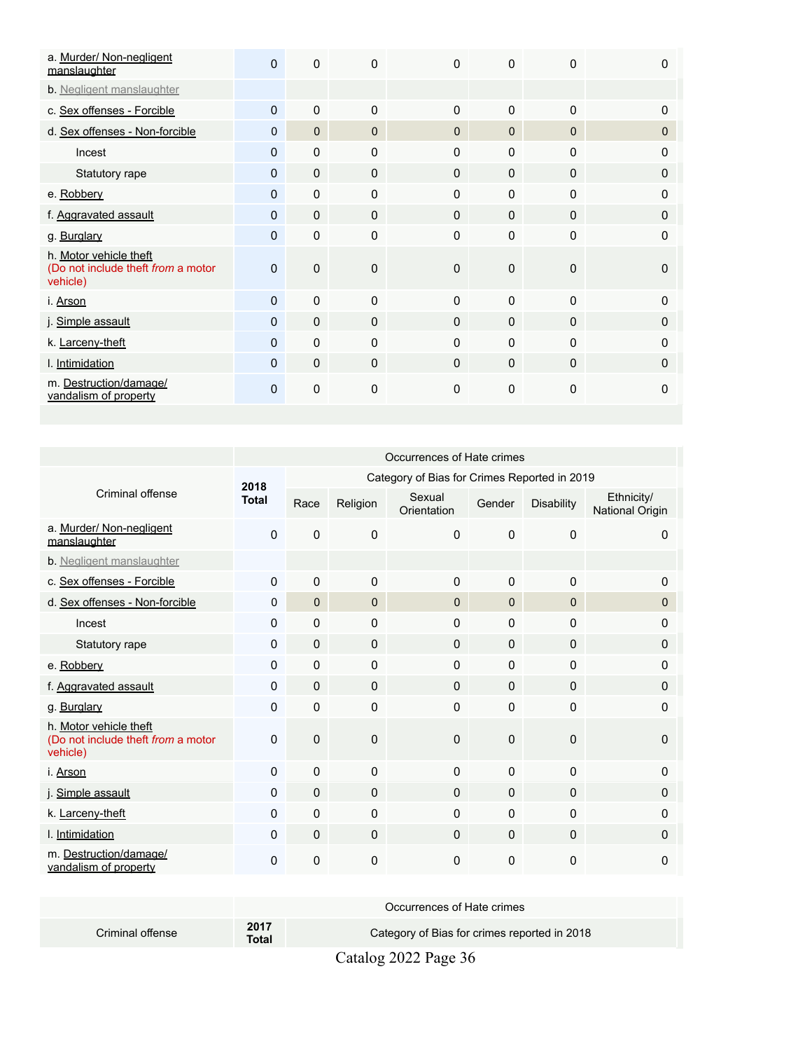| | | | | | | | |
|---|---|---|---|---|---|---|---|
| a. Murder/ Non-negligent manslaughter | 0 | 0 | 0 | 0 | 0 | 0 | 0 |
| b. Negligent manslaughter | | | | | | | |
| c. Sex offenses - Forcible | 0 | 0 | 0 | 0 | 0 | 0 | 0 |
| d. Sex offenses - Non-forcible | 0 | 0 | 0 | 0 | 0 | 0 | 0 |
| Incest | 0 | 0 | 0 | 0 | 0 | 0 | 0 |
| Statutory rape | 0 | 0 | 0 | 0 | 0 | 0 | 0 |
| e. Robbery | 0 | 0 | 0 | 0 | 0 | 0 | 0 |
| f. Aggravated assault | 0 | 0 | 0 | 0 | 0 | 0 | 0 |
| g. Burglary | 0 | 0 | 0 | 0 | 0 | 0 | 0 |
| h. Motor vehicle theft (Do not include theft *from* a motor vehicle) | 0 | 0 | 0 | 0 | 0 | 0 | 0 |
| i. Arson | 0 | 0 | 0 | 0 | 0 | 0 | 0 |
| j. Simple assault | 0 | 0 | 0 | 0 | 0 | 0 | 0 |
| k. Larceny-theft | 0 | 0 | 0 | 0 | 0 | 0 | 0 |
| l. Intimidation | 0 | 0 | 0 | 0 | 0 | 0 | 0 |
| m. Destruction/damage/ vandalism of property | 0 | 0 | 0 | 0 | 0 | 0 | 0 |

| | Occurrences of Hate crimes | | | | | | |
|---|---|---|---|---|---|---|---|
| Criminal offense | **2018 Total** | Category of Bias for Crimes Reported in 2019 | | | | | |
| | | Race | Religion | Sexual Orientation | Gender | Disability | Ethnicity/ National Origin |
| a. Murder/ Non-negligent manslaughter | 0 | 0 | 0 | 0 | 0 | 0 | 0 |
| b. Negligent manslaughter | | | | | | | |
| c. Sex offenses - Forcible | 0 | 0 | 0 | 0 | 0 | 0 | 0 |
| d. Sex offenses - Non-forcible | 0 | 0 | 0 | 0 | 0 | 0 | 0 |
| Incest | 0 | 0 | 0 | 0 | 0 | 0 | 0 |
| Statutory rape | 0 | 0 | 0 | 0 | 0 | 0 | 0 |
| e. Robbery | 0 | 0 | 0 | 0 | 0 | 0 | 0 |
| f. Aggravated assault | 0 | 0 | 0 | 0 | 0 | 0 | 0 |
| g. Burglary | 0 | 0 | 0 | 0 | 0 | 0 | 0 |
| h. Motor vehicle theft (Do not include theft *from* a motor vehicle) | 0 | 0 | 0 | 0 | 0 | 0 | 0 |
| i. Arson | 0 | 0 | 0 | 0 | 0 | 0 | 0 |
| j. Simple assault | 0 | 0 | 0 | 0 | 0 | 0 | 0 |
| k. Larceny-theft | 0 | 0 | 0 | 0 | 0 | 0 | 0 |
| l. Intimidation | 0 | 0 | 0 | 0 | 0 | 0 | 0 |
| m. Destruction/damage/ vandalism of property | 0 | 0 | 0 | 0 | 0 | 0 | 0 |

| | Occurrences of Hate crimes | |
|---|---|---|
| Criminal offense | **2017 Total** | Category of Bias for crimes reported in 2018 |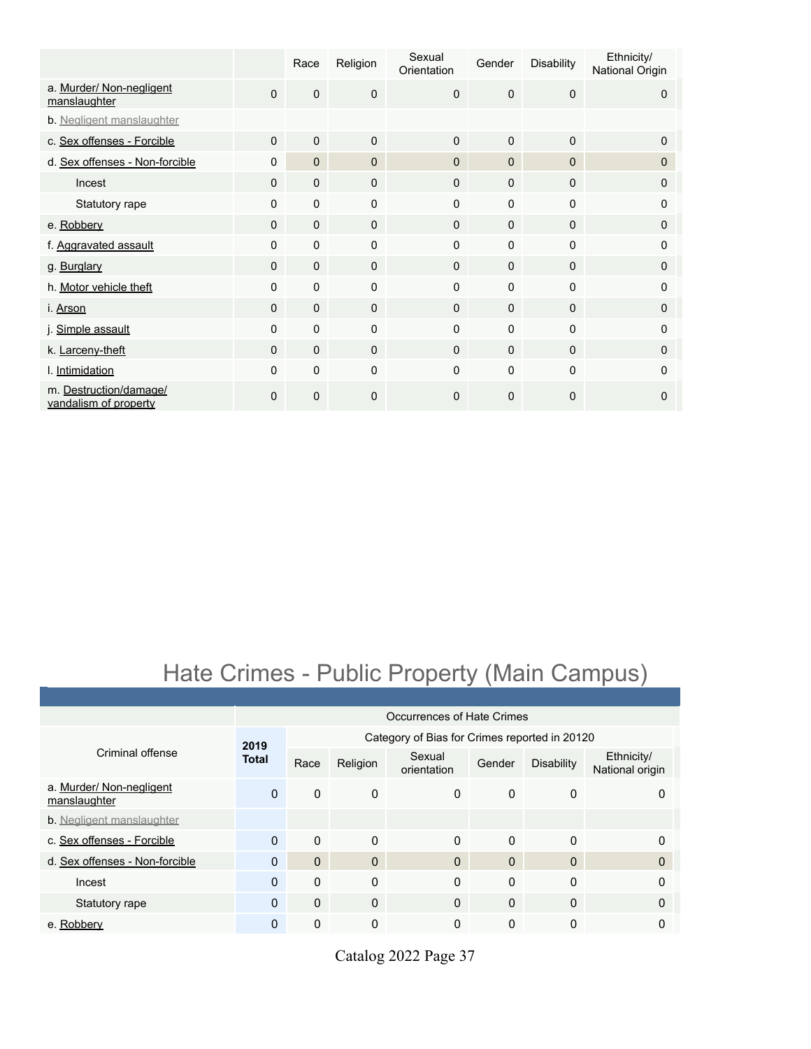| | | Race | Religion | Sexual Orientation | Gender | Disability | Ethnicity/ National Origin |
|---|---|---|---|---|---|---|---|
| a. Murder/ Non-negligent manslaughter | 0 | 0 | 0 | 0 | 0 | 0 | 0 |
| b. Negligent manslaughter | | | | | | | |
| c. Sex offenses - Forcible | 0 | 0 | 0 | 0 | 0 | 0 | 0 |
| d. Sex offenses - Non-forcible | 0 | 0 | 0 | 0 | 0 | 0 | 0 |
| Incest | 0 | 0 | 0 | 0 | 0 | 0 | 0 |
| Statutory rape | 0 | 0 | 0 | 0 | 0 | 0 | 0 |
| e. Robbery | 0 | 0 | 0 | 0 | 0 | 0 | 0 |
| f. Aggravated assault | 0 | 0 | 0 | 0 | 0 | 0 | 0 |
| g. Burglary | 0 | 0 | 0 | 0 | 0 | 0 | 0 |
| h. Motor vehicle theft | 0 | 0 | 0 | 0 | 0 | 0 | 0 |
| i. Arson | 0 | 0 | 0 | 0 | 0 | 0 | 0 |
| j. Simple assault | 0 | 0 | 0 | 0 | 0 | 0 | 0 |
| k. Larceny-theft | 0 | 0 | 0 | 0 | 0 | 0 | 0 |
| l. Intimidation | 0 | 0 | 0 | 0 | 0 | 0 | 0 |
| m. Destruction/damage/ vandalism of property | 0 | 0 | 0 | 0 | 0 | 0 | 0 |

# Hate Crimes - Public Property (Main Campus)

| | Occurrences of Hate Crimes | | | | | | |
|---|---|---|---|---|---|---|---|
| Criminal offense | **2019 Total** | Category of Bias for Crimes reported in 20120 | | | | | |
| | | Race | Religion | Sexual orientation | Gender | Disability | Ethnicity/ National origin |
| a. Murder/ Non-negligent manslaughter | 0 | 0 | 0 | 0 | 0 | 0 | 0 |
| b. Negligent manslaughter | | | | | | | |
| c. Sex offenses - Forcible | 0 | 0 | 0 | 0 | 0 | 0 | 0 |
| d. Sex offenses - Non-forcible | 0 | 0 | 0 | 0 | 0 | 0 | 0 |
| Incest | 0 | 0 | 0 | 0 | 0 | 0 | 0 |
| Statutory rape | 0 | 0 | 0 | 0 | 0 | 0 | 0 |
| e. Robbery | 0 | 0 | 0 | 0 | 0 | 0 | 0 |

Catalog 2022 Page 37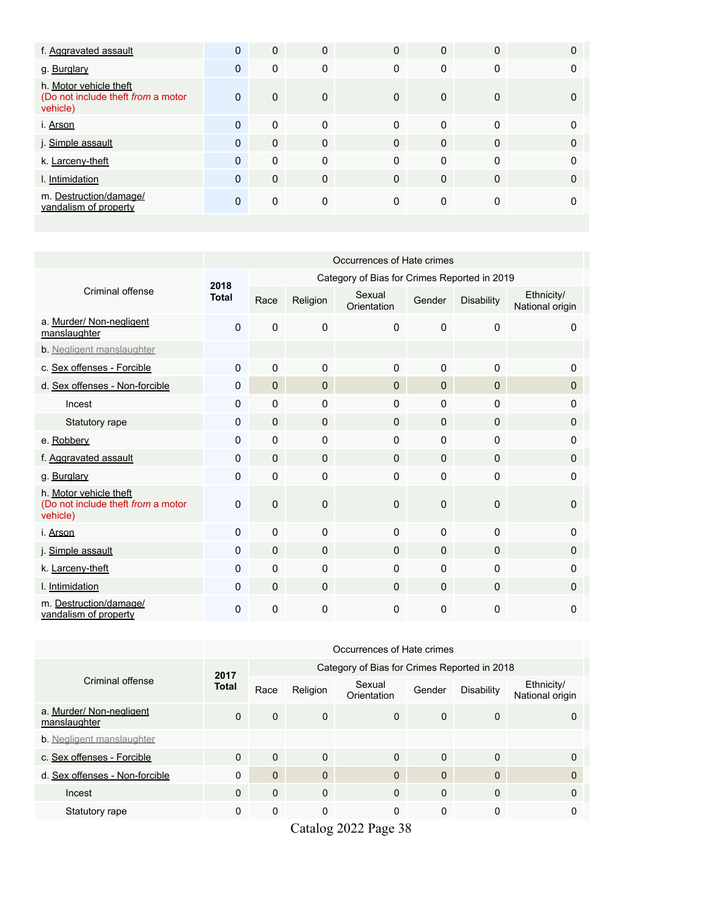| | | | | | | | |
|---|---|---|---|---|---|---|---|
| f. Aggravated assault | 0 | 0 | 0 | 0 | 0 | 0 | 0 |
| g. Burglary | 0 | 0 | 0 | 0 | 0 | 0 | 0 |
| h. Motor vehicle theft (Do not include theft *from* a motor vehicle) | 0 | 0 | 0 | 0 | 0 | 0 | 0 |
| i. Arson | 0 | 0 | 0 | 0 | 0 | 0 | 0 |
| j. Simple assault | 0 | 0 | 0 | 0 | 0 | 0 | 0 |
| k. Larceny-theft | 0 | 0 | 0 | 0 | 0 | 0 | 0 |
| l. Intimidation | 0 | 0 | 0 | 0 | 0 | 0 | 0 |
| m. Destruction/damage/ vandalism of property | 0 | 0 | 0 | 0 | 0 | 0 | 0 |

| | Occurrences of Hate crimes | | | | | | |
|---|---|---|---|---|---|---|---|
| Criminal offense | **2018 Total** | Category of Bias for Crimes Reported in 2019 | | | | | |
| | | Race | Religion | Sexual Orientation | Gender | Disability | Ethnicity/ National origin |
| a. Murder/ Non-negligent manslaughter | 0 | 0 | 0 | 0 | 0 | 0 | 0 |
| b. Negligent manslaughter | | | | | | | |
| c. Sex offenses - Forcible | 0 | 0 | 0 | 0 | 0 | 0 | 0 |
| d. Sex offenses - Non-forcible | 0 | 0 | 0 | 0 | 0 | 0 | 0 |
| Incest | 0 | 0 | 0 | 0 | 0 | 0 | 0 |
| Statutory rape | 0 | 0 | 0 | 0 | 0 | 0 | 0 |
| e. Robbery | 0 | 0 | 0 | 0 | 0 | 0 | 0 |
| f. Aggravated assault | 0 | 0 | 0 | 0 | 0 | 0 | 0 |
| g. Burglary | 0 | 0 | 0 | 0 | 0 | 0 | 0 |
| h. Motor vehicle theft (Do not include theft *from* a motor vehicle) | 0 | 0 | 0 | 0 | 0 | 0 | 0 |
| i. Arson | 0 | 0 | 0 | 0 | 0 | 0 | 0 |
| j. Simple assault | 0 | 0 | 0 | 0 | 0 | 0 | 0 |
| k. Larceny-theft | 0 | 0 | 0 | 0 | 0 | 0 | 0 |
| l. Intimidation | 0 | 0 | 0 | 0 | 0 | 0 | 0 |
| m. Destruction/damage/ vandalism of property | 0 | 0 | 0 | 0 | 0 | 0 | 0 |

| | Occurrences of Hate crimes | | | | | | |
|---|---|---|---|---|---|---|---|
| Criminal offense | **2017 Total** | Category of Bias for Crimes Reported in 2018 | | | | | |
| | | Race | Religion | Sexual Orientation | Gender | Disability | Ethnicity/ National origin |
| a. Murder/ Non-negligent manslaughter | 0 | 0 | 0 | 0 | 0 | 0 | 0 |
| b. Negligent manslaughter | | | | | | | |
| c. Sex offenses - Forcible | 0 | 0 | 0 | 0 | 0 | 0 | 0 |
| d. Sex offenses - Non-forcible | 0 | 0 | 0 | 0 | 0 | 0 | 0 |
| Incest | 0 | 0 | 0 | 0 | 0 | 0 | 0 |
| Statutory rape | 0 | 0 | 0 | 0 | 0 | 0 | 0 |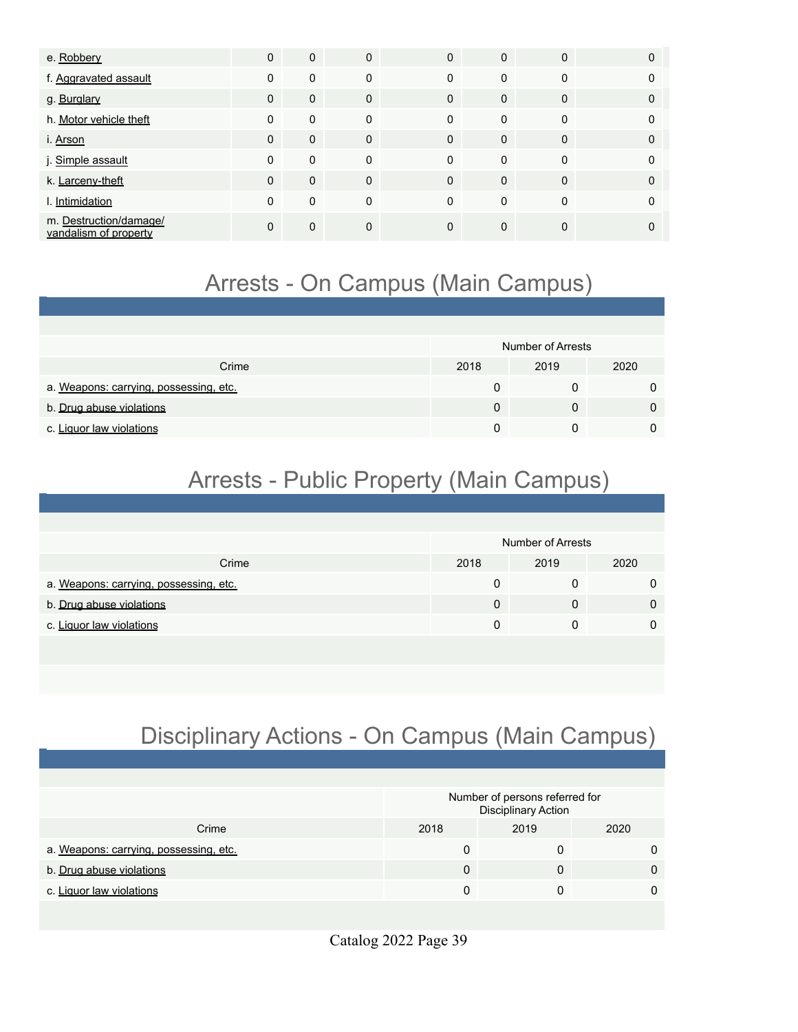| | | | | | | | |
|---|---|---|---|---|---|---|---|
| e. Robbery | 0 | 0 | 0 | 0 | 0 | 0 | 0 |
| f. Aggravated assault | 0 | 0 | 0 | 0 | 0 | 0 | 0 |
| g. Burglary | 0 | 0 | 0 | 0 | 0 | 0 | 0 |
| h. Motor vehicle theft | 0 | 0 | 0 | 0 | 0 | 0 | 0 |
| i. Arson | 0 | 0 | 0 | 0 | 0 | 0 | 0 |
| j. Simple assault | 0 | 0 | 0 | 0 | 0 | 0 | 0 |
| k. Larceny-theft | 0 | 0 | 0 | 0 | 0 | 0 | 0 |
| l. Intimidation | 0 | 0 | 0 | 0 | 0 | 0 | 0 |
| m. Destruction/damage/ vandalism of property | 0 | 0 | 0 | 0 | 0 | 0 | 0 |

# Arrests - On Campus (Main Campus)

| | Number of Arrests | | |
|---|---|---|---|
| Crime | 2018 | 2019 | 2020 |
| a. Weapons: carrying, possessing, etc. | 0 | 0 | 0 |
| b. Drug abuse violations | 0 | 0 | 0 |
| c. Liquor law violations | 0 | 0 | 0 |

# Arrests - Public Property (Main Campus)

| | Number of Arrests | | |
|---|---|---|---|
| Crime | 2018 | 2019 | 2020 |
| a. Weapons: carrying, possessing, etc. | 0 | 0 | 0 |
| b. Drug abuse violations | 0 | 0 | 0 |
| c. Liquor law violations | 0 | 0 | 0 |

# Disciplinary Actions - On Campus (Main Campus)

| | Number of persons referred for Disciplinary Action | | |
|---|---|---|---|
| Crime | 2018 | 2019 | 2020 |
| a. Weapons: carrying, possessing, etc. | 0 | 0 | 0 |
| b. Drug abuse violations | 0 | 0 | 0 |
| c. Liquor law violations | 0 | 0 | 0 |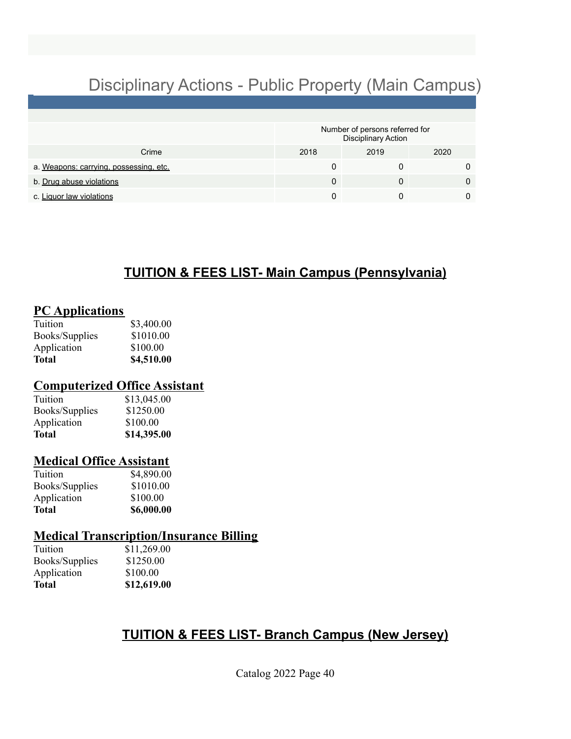## Disciplinary Actions - Public Property (Main Campus)

| Crime | Number of persons referred for Disciplinary Action | | |
|---|---|---|---|
| | 2018 | 2019 | 2020 |
| a. Weapons: carrying, possessing, etc. | 0 | 0 | 0 |
| b. Drug abuse violations | 0 | 0 | 0 |
| c. Liquor law violations | 0 | 0 | 0 |

## TUITION & FEES LIST- Main Campus (Pennsylvania)

### PC Applications

| | |
|---|---|
| Tuition | $3,400.00 |
| Books/Supplies | $1010.00 |
| Application | $100.00 |
| **Total** | **$4,510.00** |

### Computerized Office Assistant

| | |
|---|---|
| Tuition | $13,045.00 |
| Books/Supplies | $1250.00 |
| Application | $100.00 |
| **Total** | **$14,395.00** |

### Medical Office Assistant

| | |
|---|---|
| Tuition | $4,890.00 |
| Books/Supplies | $1010.00 |
| Application | $100.00 |
| **Total** | **$6,000.00** |

### Medical Transcription/Insurance Billing

| | |
|---|---|
| Tuition | $11,269.00 |
| Books/Supplies | $1250.00 |
| Application | $100.00 |
| **Total** | **$12,619.00** |

## TUITION & FEES LIST- Branch Campus (New Jersey)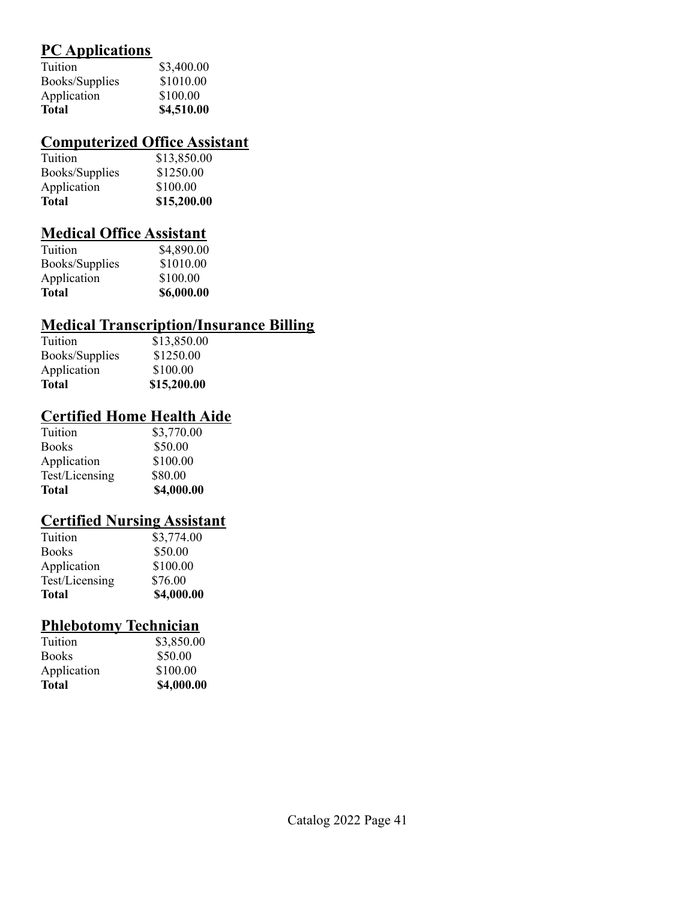## PC Applications

| | |
|---|---|
| Tuition | $3,400.00 |
| Books/Supplies | $1010.00 |
| Application | $100.00 |
| **Total** | **$4,510.00** |

## Computerized Office Assistant

| | |
|---|---|
| Tuition | $13,850.00 |
| Books/Supplies | $1250.00 |
| Application | $100.00 |
| **Total** | **$15,200.00** |

## Medical Office Assistant

| | |
|---|---|
| Tuition | $4,890.00 |
| Books/Supplies | $1010.00 |
| Application | $100.00 |
| **Total** | **$6,000.00** |

## Medical Transcription/Insurance Billing

| | |
|---|---|
| Tuition | $13,850.00 |
| Books/Supplies | $1250.00 |
| Application | $100.00 |
| **Total** | **$15,200.00** |

## Certified Home Health Aide

| | |
|---|---|
| Tuition | $3,770.00 |
| Books | $50.00 |
| Application | $100.00 |
| Test/Licensing | $80.00 |
| **Total** | **$4,000.00** |

## Certified Nursing Assistant

| | |
|---|---|
| Tuition | $3,774.00 |
| Books | $50.00 |
| Application | $100.00 |
| Test/Licensing | $76.00 |
| **Total** | **$4,000.00** |

## Phlebotomy Technician

| | |
|---|---|
| Tuition | $3,850.00 |
| Books | $50.00 |
| Application | $100.00 |
| **Total** | **$4,000.00** |